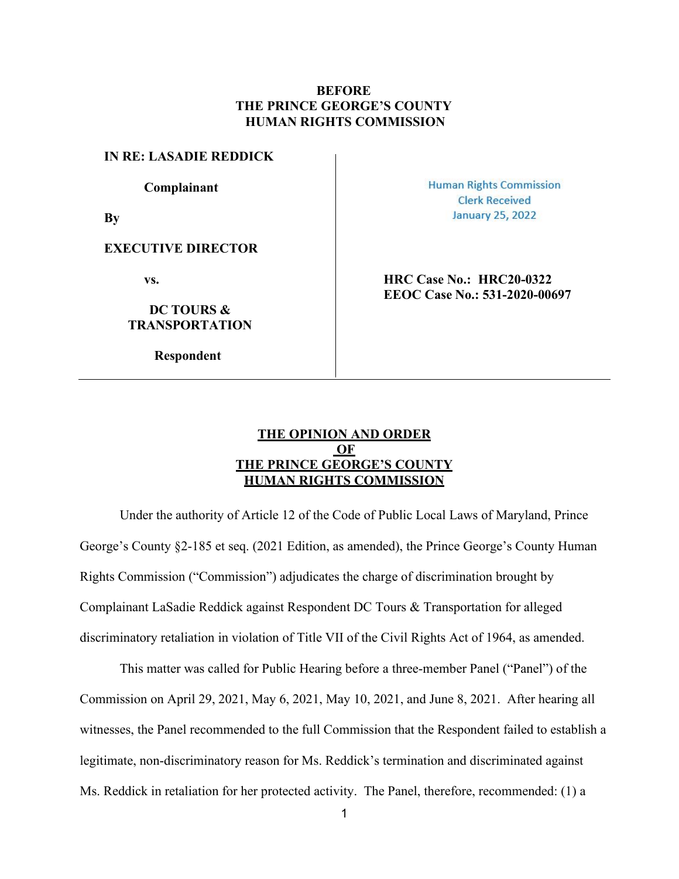**BEFORE**
**THE PRINCE GEORGE'S COUNTY**
**HUMAN RIGHTS COMMISSION**

| | |
|---|---|
| **IN RE: LASADIE REDDICK** | Human Rights Commission |
| **Complainant** | Clerk Received |
| **By** | January 25, 2022 |
| **EXECUTIVE DIRECTOR** | |
| **vs.** | **HRC Case No.: HRC20-0322** |
| | **EEOC Case No.: 531-2020-00697** |
| **DC TOURS & TRANSPORTATION** | |
| **Respondent** | |

## THE OPINION AND ORDER OF THE PRINCE GEORGE'S COUNTY HUMAN RIGHTS COMMISSION

Under the authority of Article 12 of the Code of Public Local Laws of Maryland, Prince George's County §2-185 et seq. (2021 Edition, as amended), the Prince George's County Human Rights Commission ("Commission") adjudicates the charge of discrimination brought by Complainant LaSadie Reddick against Respondent DC Tours & Transportation for alleged discriminatory retaliation in violation of Title VII of the Civil Rights Act of 1964, as amended.

This matter was called for Public Hearing before a three-member Panel ("Panel") of the Commission on April 29, 2021, May 6, 2021, May 10, 2021, and June 8, 2021. After hearing all witnesses, the Panel recommended to the full Commission that the Respondent failed to establish a legitimate, non-discriminatory reason for Ms. Reddick's termination and discriminated against Ms. Reddick in retaliation for her protected activity. The Panel, therefore, recommended: (1) a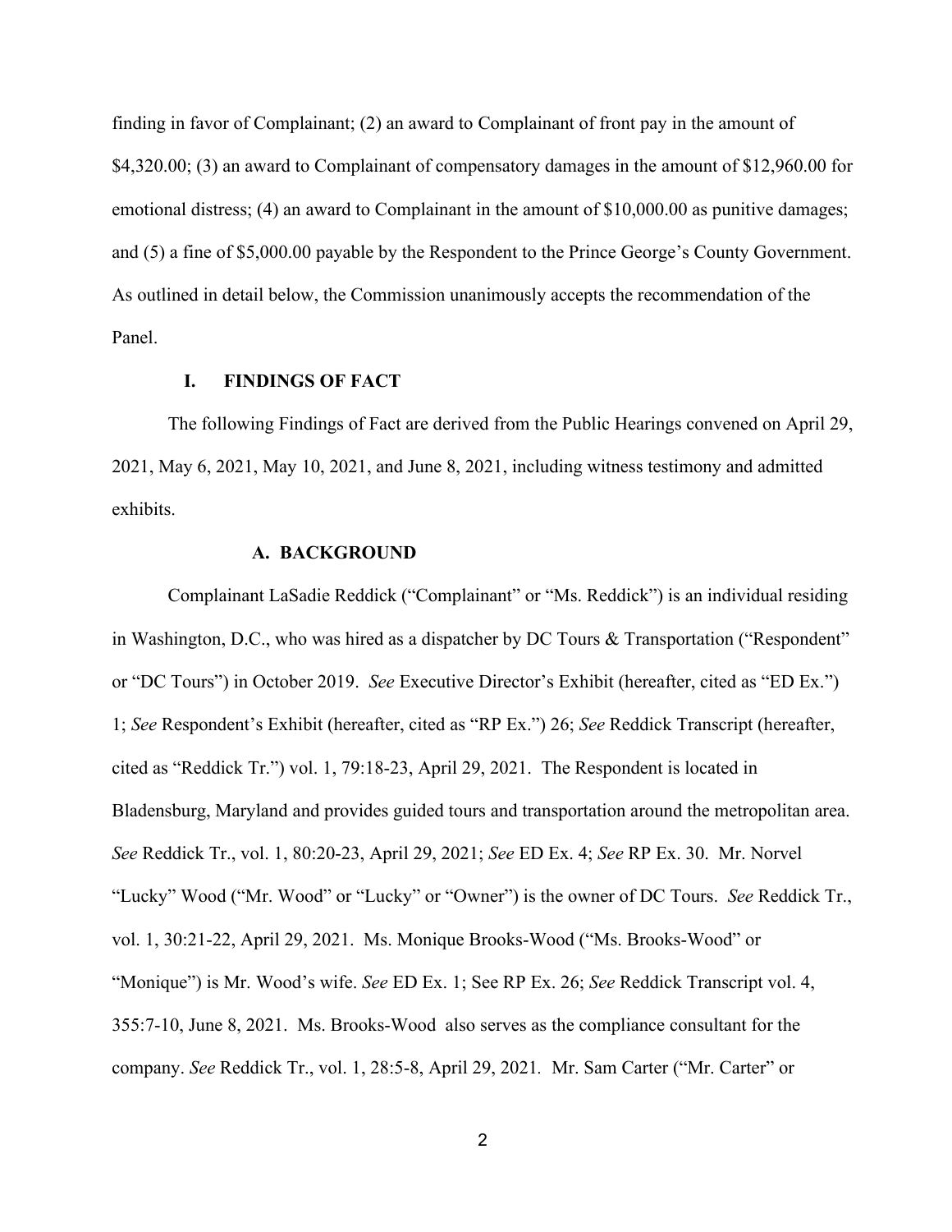finding in favor of Complainant; (2) an award to Complainant of front pay in the amount of $4,320.00; (3) an award to Complainant of compensatory damages in the amount of $12,960.00 for emotional distress; (4) an award to Complainant in the amount of $10,000.00 as punitive damages; and (5) a fine of $5,000.00 payable by the Respondent to the Prince George's County Government. As outlined in detail below, the Commission unanimously accepts the recommendation of the Panel.

## I. FINDINGS OF FACT

The following Findings of Fact are derived from the Public Hearings convened on April 29, 2021, May 6, 2021, May 10, 2021, and June 8, 2021, including witness testimony and admitted exhibits.

### A. BACKGROUND

Complainant LaSadie Reddick ("Complainant" or "Ms. Reddick") is an individual residing in Washington, D.C., who was hired as a dispatcher by DC Tours & Transportation ("Respondent" or "DC Tours") in October 2019. *See* Executive Director's Exhibit (hereafter, cited as "ED Ex.") 1; *See* Respondent's Exhibit (hereafter, cited as "RP Ex.") 26; *See* Reddick Transcript (hereafter, cited as "Reddick Tr.") vol. 1, 79:18-23, April 29, 2021. The Respondent is located in Bladensburg, Maryland and provides guided tours and transportation around the metropolitan area. *See* Reddick Tr., vol. 1, 80:20-23, April 29, 2021; *See* ED Ex. 4; *See* RP Ex. 30. Mr. Norvel "Lucky" Wood ("Mr. Wood" or "Lucky" or "Owner") is the owner of DC Tours. *See* Reddick Tr., vol. 1, 30:21-22, April 29, 2021. Ms. Monique Brooks-Wood ("Ms. Brooks-Wood" or "Monique") is Mr. Wood's wife. *See* ED Ex. 1; See RP Ex. 26; *See* Reddick Transcript vol. 4, 355:7-10, June 8, 2021. Ms. Brooks-Wood also serves as the compliance consultant for the company. *See* Reddick Tr., vol. 1, 28:5-8, April 29, 2021. Mr. Sam Carter ("Mr. Carter" or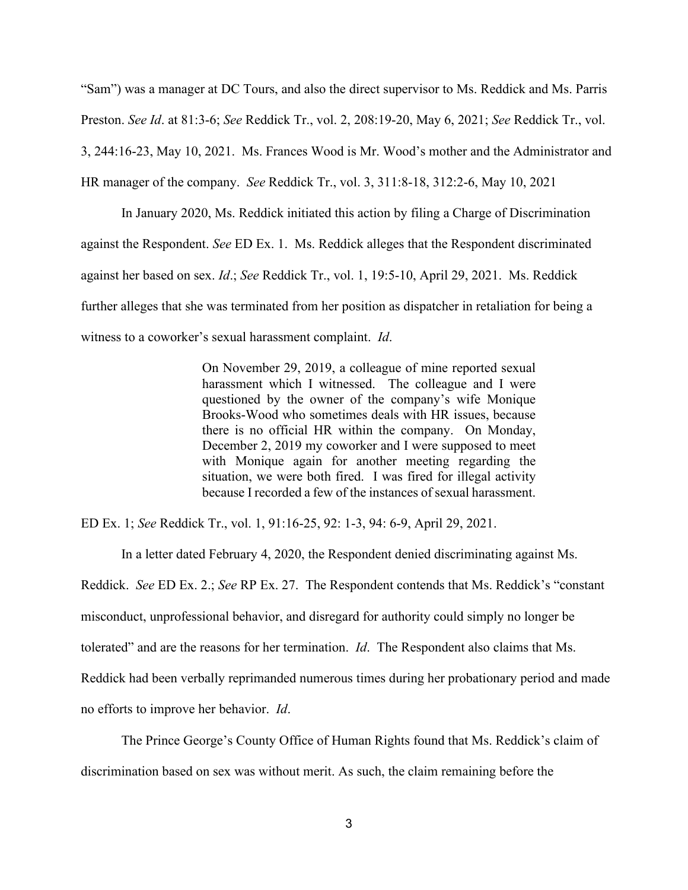"Sam") was a manager at DC Tours, and also the direct supervisor to Ms. Reddick and Ms. Parris Preston. *See Id*. at 81:3-6; *See* Reddick Tr., vol. 2, 208:19-20, May 6, 2021; *See* Reddick Tr., vol. 3, 244:16-23, May 10, 2021. Ms. Frances Wood is Mr. Wood's mother and the Administrator and HR manager of the company. *See* Reddick Tr., vol. 3, 311:8-18, 312:2-6, May 10, 2021

In January 2020, Ms. Reddick initiated this action by filing a Charge of Discrimination against the Respondent. *See* ED Ex. 1. Ms. Reddick alleges that the Respondent discriminated against her based on sex. *Id*.; *See* Reddick Tr., vol. 1, 19:5-10, April 29, 2021. Ms. Reddick further alleges that she was terminated from her position as dispatcher in retaliation for being a witness to a coworker's sexual harassment complaint. *Id*.

> On November 29, 2019, a colleague of mine reported sexual harassment which I witnessed. The colleague and I were questioned by the owner of the company's wife Monique Brooks-Wood who sometimes deals with HR issues, because there is no official HR within the company. On Monday, December 2, 2019 my coworker and I were supposed to meet with Monique again for another meeting regarding the situation, we were both fired. I was fired for illegal activity because I recorded a few of the instances of sexual harassment.

ED Ex. 1; *See* Reddick Tr., vol. 1, 91:16-25, 92: 1-3, 94: 6-9, April 29, 2021.

In a letter dated February 4, 2020, the Respondent denied discriminating against Ms. Reddick. *See* ED Ex. 2.; *See* RP Ex. 27. The Respondent contends that Ms. Reddick's "constant misconduct, unprofessional behavior, and disregard for authority could simply no longer be tolerated" and are the reasons for her termination. *Id*. The Respondent also claims that Ms. Reddick had been verbally reprimanded numerous times during her probationary period and made no efforts to improve her behavior. *Id*.

The Prince George's County Office of Human Rights found that Ms. Reddick's claim of discrimination based on sex was without merit. As such, the claim remaining before the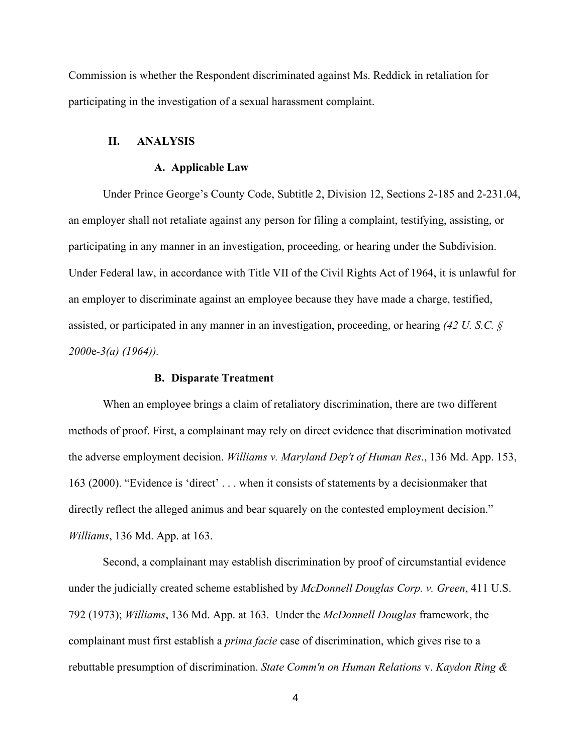Commission is whether the Respondent discriminated against Ms. Reddick in retaliation for participating in the investigation of a sexual harassment complaint.

## II. ANALYSIS

### A. Applicable Law

Under Prince George's County Code, Subtitle 2, Division 12, Sections 2-185 and 2-231.04, an employer shall not retaliate against any person for filing a complaint, testifying, assisting, or participating in any manner in an investigation, proceeding, or hearing under the Subdivision. Under Federal law, in accordance with Title VII of the Civil Rights Act of 1964, it is unlawful for an employer to discriminate against an employee because they have made a charge, testified, assisted, or participated in any manner in an investigation, proceeding, or hearing *(42 U. S.C. § 2000*e*-3(a) (1964)).*

### B. Disparate Treatment

When an employee brings a claim of retaliatory discrimination, there are two different methods of proof. First, a complainant may rely on direct evidence that discrimination motivated the adverse employment decision. *Williams v. Maryland Dep't of Human Res*., 136 Md. App. 153, 163 (2000). "Evidence is 'direct' . . . when it consists of statements by a decisionmaker that directly reflect the alleged animus and bear squarely on the contested employment decision." *Williams*, 136 Md. App. at 163.

Second, a complainant may establish discrimination by proof of circumstantial evidence under the judicially created scheme established by *McDonnell Douglas Corp. v. Green*, 411 U.S. 792 (1973); *Williams*, 136 Md. App. at 163. Under the *McDonnell Douglas* framework, the complainant must first establish a *prima facie* case of discrimination, which gives rise to a rebuttable presumption of discrimination. *State Comm'n on Human Relations* v. *Kaydon Ring &*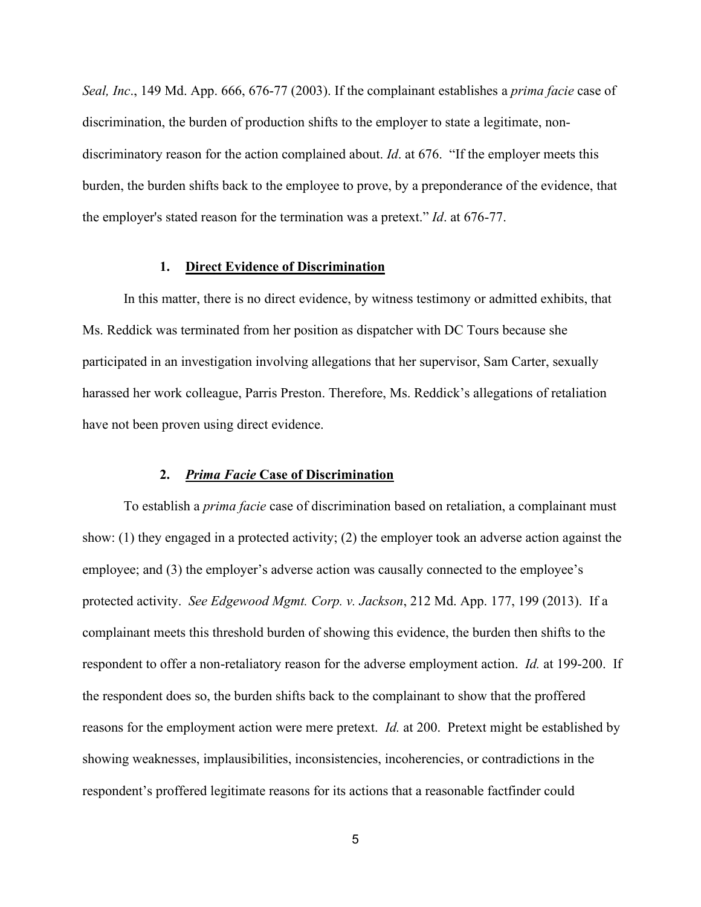*Seal, Inc*., 149 Md. App. 666, 676-77 (2003). If the complainant establishes a *prima facie* case of discrimination, the burden of production shifts to the employer to state a legitimate, non-discriminatory reason for the action complained about. *Id*. at 676. "If the employer meets this burden, the burden shifts back to the employee to prove, by a preponderance of the evidence, that the employer's stated reason for the termination was a pretext." *Id*. at 676-77.

### 1. Direct Evidence of Discrimination

In this matter, there is no direct evidence, by witness testimony or admitted exhibits, that Ms. Reddick was terminated from her position as dispatcher with DC Tours because she participated in an investigation involving allegations that her supervisor, Sam Carter, sexually harassed her work colleague, Parris Preston. Therefore, Ms. Reddick's allegations of retaliation have not been proven using direct evidence.

### 2. *Prima Facie* Case of Discrimination

To establish a *prima facie* case of discrimination based on retaliation, a complainant must show: (1) they engaged in a protected activity; (2) the employer took an adverse action against the employee; and (3) the employer's adverse action was causally connected to the employee's protected activity. *See Edgewood Mgmt. Corp. v. Jackson*, 212 Md. App. 177, 199 (2013). If a complainant meets this threshold burden of showing this evidence, the burden then shifts to the respondent to offer a non-retaliatory reason for the adverse employment action. *Id.* at 199-200. If the respondent does so, the burden shifts back to the complainant to show that the proffered reasons for the employment action were mere pretext. *Id.* at 200. Pretext might be established by showing weaknesses, implausibilities, inconsistencies, incoherencies, or contradictions in the respondent's proffered legitimate reasons for its actions that a reasonable factfinder could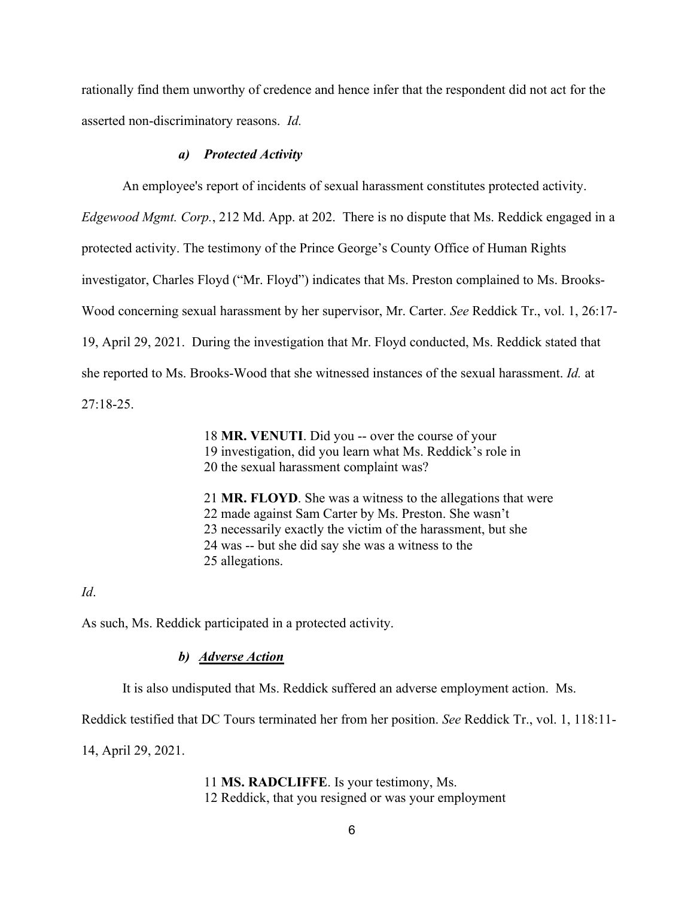rationally find them unworthy of credence and hence infer that the respondent did not act for the asserted non-discriminatory reasons. *Id.*

***a) Protected Activity***

An employee's report of incidents of sexual harassment constitutes protected activity. *Edgewood Mgmt. Corp.*, 212 Md. App. at 202. There is no dispute that Ms. Reddick engaged in a protected activity. The testimony of the Prince George's County Office of Human Rights investigator, Charles Floyd ("Mr. Floyd") indicates that Ms. Preston complained to Ms. Brooks-Wood concerning sexual harassment by her supervisor, Mr. Carter. *See* Reddick Tr., vol. 1, 26:17-19, April 29, 2021. During the investigation that Mr. Floyd conducted, Ms. Reddick stated that she reported to Ms. Brooks-Wood that she witnessed instances of the sexual harassment. *Id.* at 27:18-25.

> 18 **MR. VENUTI**. Did you -- over the course of your
> 19 investigation, did you learn what Ms. Reddick's role in
> 20 the sexual harassment complaint was?
>
> 21 **MR. FLOYD**. She was a witness to the allegations that were
> 22 made against Sam Carter by Ms. Preston. She wasn't
> 23 necessarily exactly the victim of the harassment, but she
> 24 was -- but she did say she was a witness to the
> 25 allegations.

*Id*.

As such, Ms. Reddick participated in a protected activity.

***b) <u>Adverse Action</u>***

It is also undisputed that Ms. Reddick suffered an adverse employment action. Ms. Reddick testified that DC Tours terminated her from her position. *See* Reddick Tr., vol. 1, 118:11-14, April 29, 2021.

> 11 **MS. RADCLIFFE**. Is your testimony, Ms.
> 12 Reddick, that you resigned or was your employment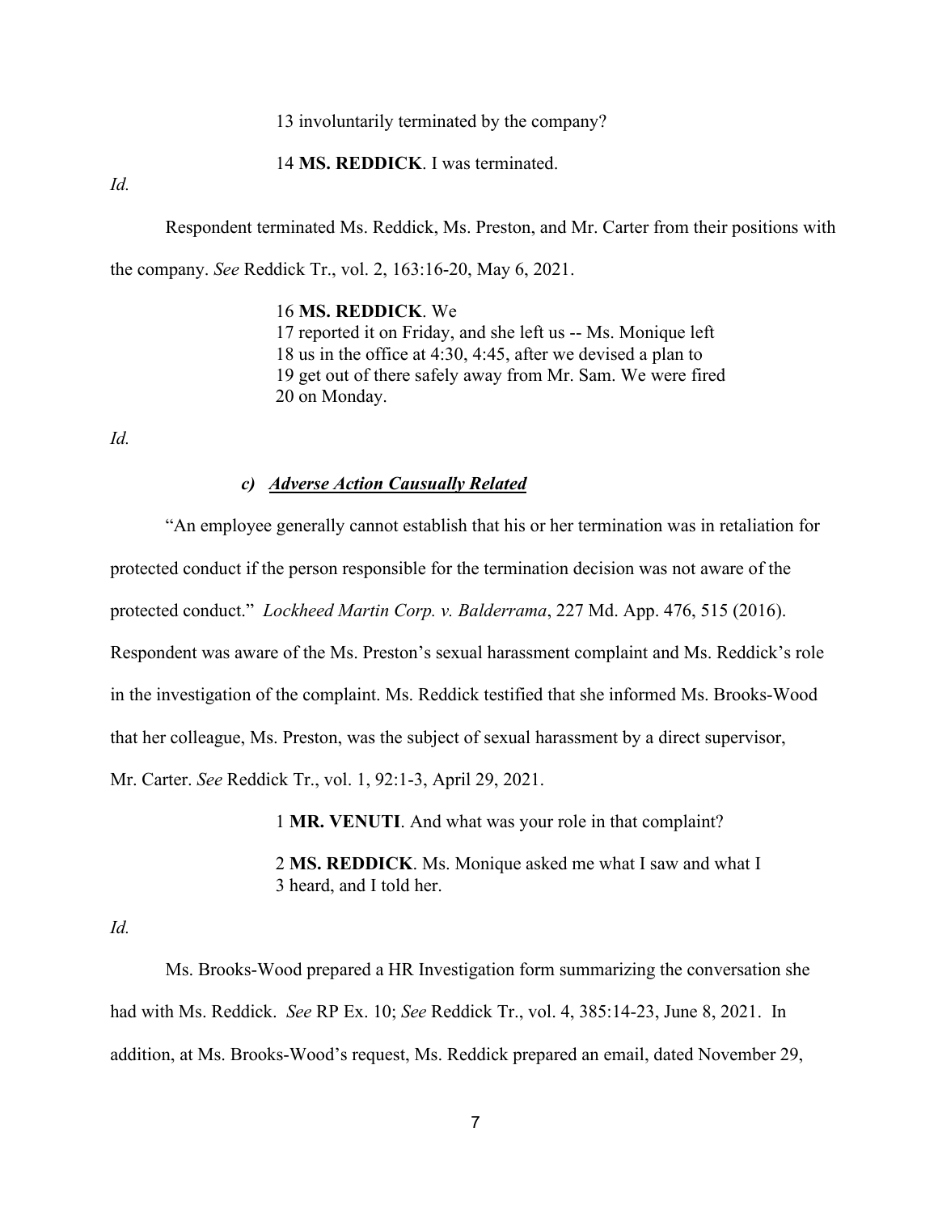13 involuntarily terminated by the company?

14 **MS. REDDICK**. I was terminated.

*Id.*

Respondent terminated Ms. Reddick, Ms. Preston, and Mr. Carter from their positions with the company. *See* Reddick Tr., vol. 2, 163:16-20, May 6, 2021.

16 **MS. REDDICK**. We
17 reported it on Friday, and she left us -- Ms. Monique left
18 us in the office at 4:30, 4:45, after we devised a plan to
19 get out of there safely away from Mr. Sam. We were fired
20 on Monday.

*Id.*

***c) <u>Adverse Action Causually Related</u>***

"An employee generally cannot establish that his or her termination was in retaliation for protected conduct if the person responsible for the termination decision was not aware of the protected conduct." *Lockheed Martin Corp. v. Balderrama*, 227 Md. App. 476, 515 (2016). Respondent was aware of the Ms. Preston's sexual harassment complaint and Ms. Reddick's role in the investigation of the complaint. Ms. Reddick testified that she informed Ms. Brooks-Wood that her colleague, Ms. Preston, was the subject of sexual harassment by a direct supervisor, Mr. Carter. *See* Reddick Tr., vol. 1, 92:1-3, April 29, 2021.

1 **MR. VENUTI**. And what was your role in that complaint?

2 **MS. REDDICK**. Ms. Monique asked me what I saw and what I
3 heard, and I told her.

*Id.*

Ms. Brooks-Wood prepared a HR Investigation form summarizing the conversation she had with Ms. Reddick. *See* RP Ex. 10; *See* Reddick Tr., vol. 4, 385:14-23, June 8, 2021. In addition, at Ms. Brooks-Wood's request, Ms. Reddick prepared an email, dated November 29,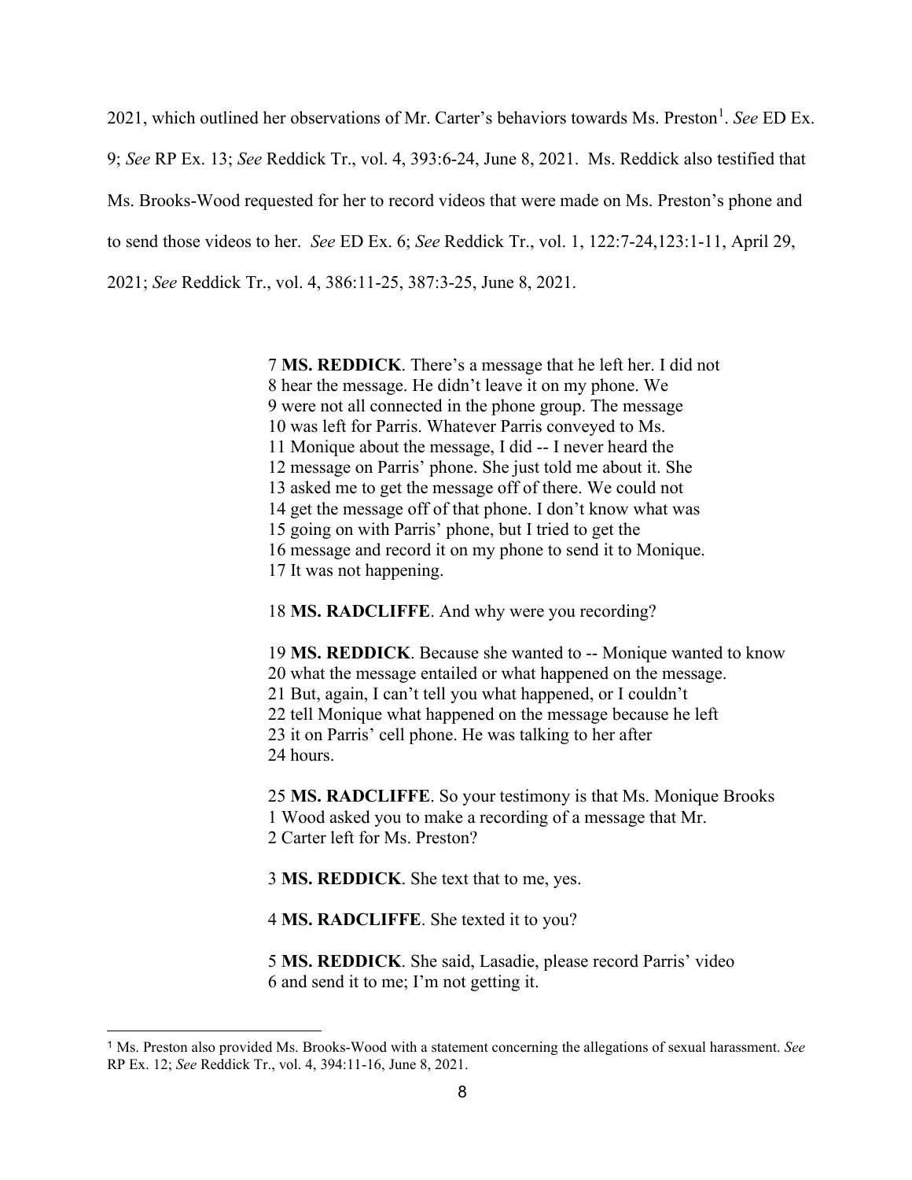2021, which outlined her observations of Mr. Carter's behaviors towards Ms. Preston[1]. *See* ED Ex. 9; *See* RP Ex. 13; *See* Reddick Tr., vol. 4, 393:6-24, June 8, 2021. Ms. Reddick also testified that Ms. Brooks-Wood requested for her to record videos that were made on Ms. Preston's phone and to send those videos to her. *See* ED Ex. 6; *See* Reddick Tr., vol. 1, 122:7-24,123:1-11, April 29, 2021; *See* Reddick Tr., vol. 4, 386:11-25, 387:3-25, June 8, 2021.

> 7 **MS. REDDICK**. There's a message that he left her. I did not
> 8 hear the message. He didn't leave it on my phone. We
> 9 were not all connected in the phone group. The message
> 10 was left for Parris. Whatever Parris conveyed to Ms.
> 11 Monique about the message, I did -- I never heard the
> 12 message on Parris' phone. She just told me about it. She
> 13 asked me to get the message off of there. We could not
> 14 get the message off of that phone. I don't know what was
> 15 going on with Parris' phone, but I tried to get the
> 16 message and record it on my phone to send it to Monique.
> 17 It was not happening.
>
> 18 **MS. RADCLIFFE**. And why were you recording?
>
> 19 **MS. REDDICK**. Because she wanted to -- Monique wanted to know
> 20 what the message entailed or what happened on the message.
> 21 But, again, I can't tell you what happened, or I couldn't
> 22 tell Monique what happened on the message because he left
> 23 it on Parris' cell phone. He was talking to her after
> 24 hours.
>
> 25 **MS. RADCLIFFE**. So your testimony is that Ms. Monique Brooks
> 1 Wood asked you to make a recording of a message that Mr.
> 2 Carter left for Ms. Preston?
>
> 3 **MS. REDDICK**. She text that to me, yes.
>
> 4 **MS. RADCLIFFE**. She texted it to you?
>
> 5 **MS. REDDICK**. She said, Lasadie, please record Parris' video
> 6 and send it to me; I'm not getting it.

[1] Ms. Preston also provided Ms. Brooks-Wood with a statement concerning the allegations of sexual harassment. *See* RP Ex. 12; *See* Reddick Tr., vol. 4, 394:11-16, June 8, 2021.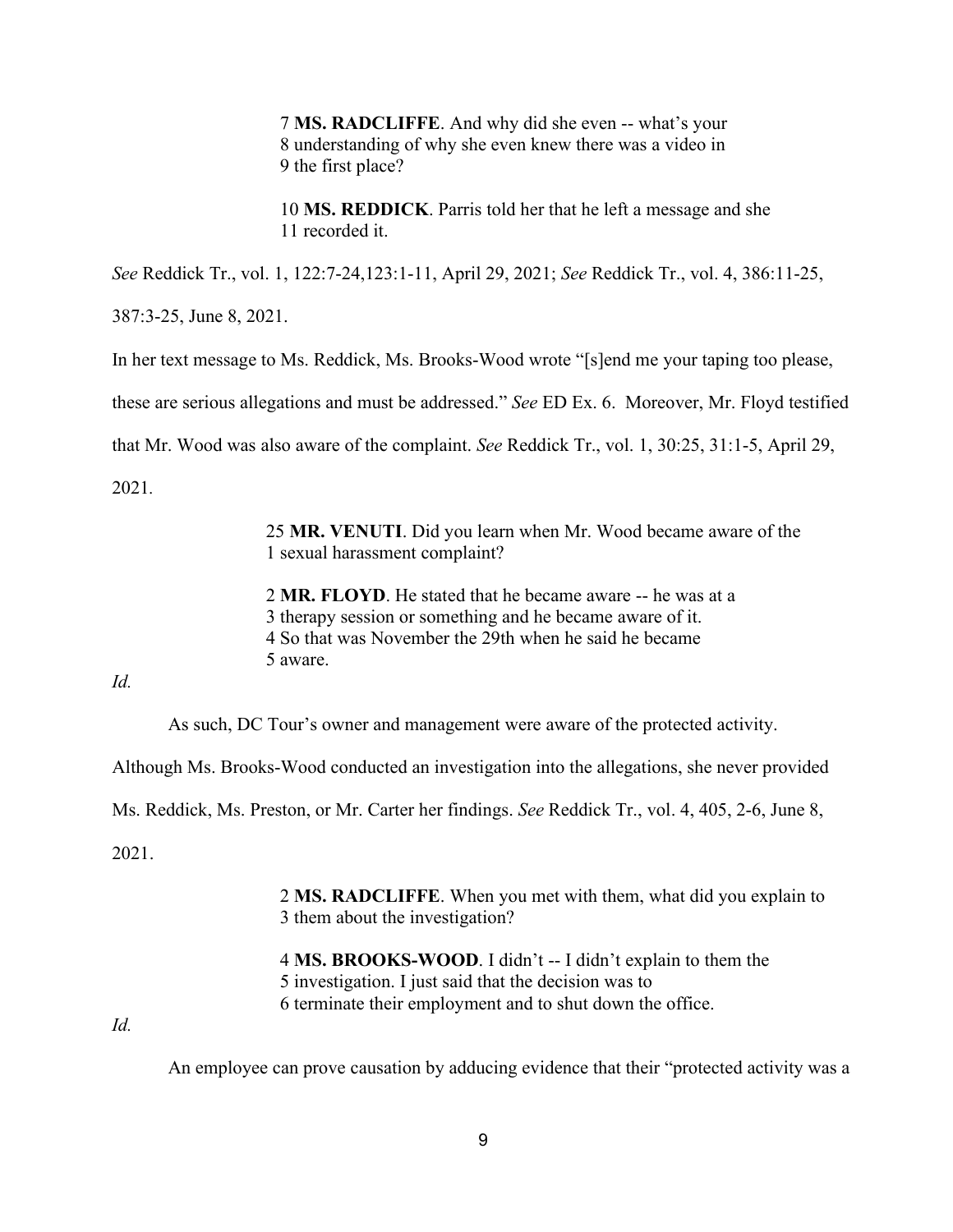> 7 **MS. RADCLIFFE**. And why did she even -- what's your
> 8 understanding of why she even knew there was a video in
> 9 the first place?
>
> 10 **MS. REDDICK**. Parris told her that he left a message and she
> 11 recorded it.

*See* Reddick Tr., vol. 1, 122:7-24,123:1-11, April 29, 2021; *See* Reddick Tr., vol. 4, 386:11-25, 387:3-25, June 8, 2021.

In her text message to Ms. Reddick, Ms. Brooks-Wood wrote "[s]end me your taping too please, these are serious allegations and must be addressed." *See* ED Ex. 6. Moreover, Mr. Floyd testified that Mr. Wood was also aware of the complaint. *See* Reddick Tr., vol. 1, 30:25, 31:1-5, April 29, 2021.

> 25 **MR. VENUTI**. Did you learn when Mr. Wood became aware of the
> 1 sexual harassment complaint?
>
> 2 **MR. FLOYD**. He stated that he became aware -- he was at a
> 3 therapy session or something and he became aware of it.
> 4 So that was November the 29th when he said he became
> 5 aware.

*Id.*

As such, DC Tour's owner and management were aware of the protected activity. Although Ms. Brooks-Wood conducted an investigation into the allegations, she never provided Ms. Reddick, Ms. Preston, or Mr. Carter her findings. *See* Reddick Tr., vol. 4, 405, 2-6, June 8, 2021.

> 2 **MS. RADCLIFFE**. When you met with them, what did you explain to
> 3 them about the investigation?
>
> 4 **MS. BROOKS-WOOD**. I didn't -- I didn't explain to them the
> 5 investigation. I just said that the decision was to
> 6 terminate their employment and to shut down the office.

*Id.*

An employee can prove causation by adducing evidence that their "protected activity was a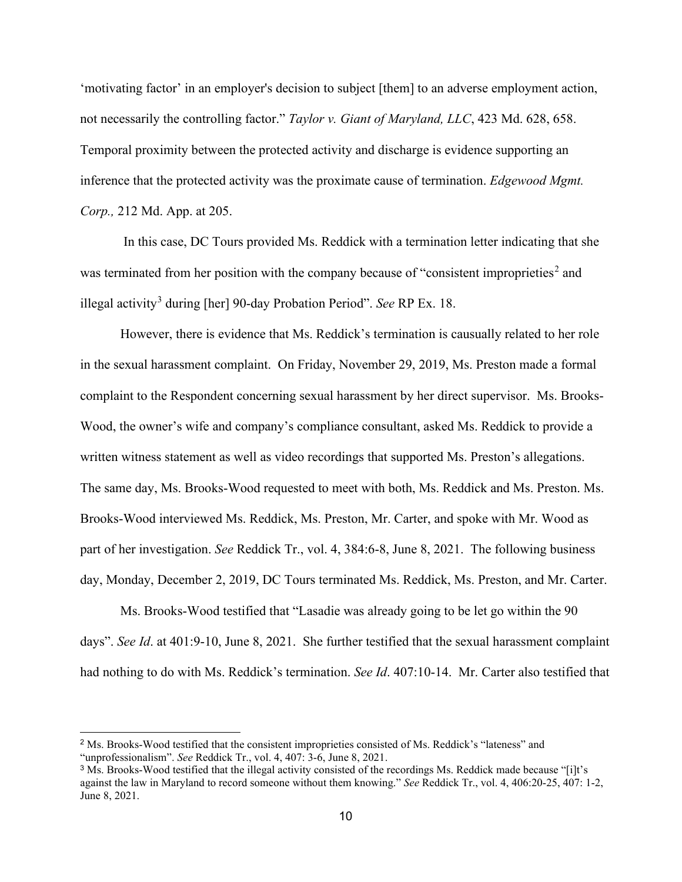'motivating factor' in an employer's decision to subject [them] to an adverse employment action, not necessarily the controlling factor." *Taylor v. Giant of Maryland, LLC*, 423 Md. 628, 658. Temporal proximity between the protected activity and discharge is evidence supporting an inference that the protected activity was the proximate cause of termination. *Edgewood Mgmt. Corp.,* 212 Md. App. at 205.

In this case, DC Tours provided Ms. Reddick with a termination letter indicating that she was terminated from her position with the company because of "consistent improprieties[2] and illegal activity[3] during [her] 90-day Probation Period". *See* RP Ex. 18.

However, there is evidence that Ms. Reddick's termination is causually related to her role in the sexual harassment complaint. On Friday, November 29, 2019, Ms. Preston made a formal complaint to the Respondent concerning sexual harassment by her direct supervisor. Ms. Brooks-Wood, the owner's wife and company's compliance consultant, asked Ms. Reddick to provide a written witness statement as well as video recordings that supported Ms. Preston's allegations. The same day, Ms. Brooks-Wood requested to meet with both, Ms. Reddick and Ms. Preston. Ms. Brooks-Wood interviewed Ms. Reddick, Ms. Preston, Mr. Carter, and spoke with Mr. Wood as part of her investigation. *See* Reddick Tr., vol. 4, 384:6-8, June 8, 2021. The following business day, Monday, December 2, 2019, DC Tours terminated Ms. Reddick, Ms. Preston, and Mr. Carter.

Ms. Brooks-Wood testified that "Lasadie was already going to be let go within the 90 days". *See Id*. at 401:9-10, June 8, 2021. She further testified that the sexual harassment complaint had nothing to do with Ms. Reddick's termination. *See Id*. 407:10-14. Mr. Carter also testified that

---

[2] Ms. Brooks-Wood testified that the consistent improprieties consisted of Ms. Reddick's "lateness" and "unprofessionalism". *See* Reddick Tr., vol. 4, 407: 3-6, June 8, 2021.

[3] Ms. Brooks-Wood testified that the illegal activity consisted of the recordings Ms. Reddick made because "[i]t's against the law in Maryland to record someone without them knowing." *See* Reddick Tr., vol. 4, 406:20-25, 407: 1-2, June 8, 2021.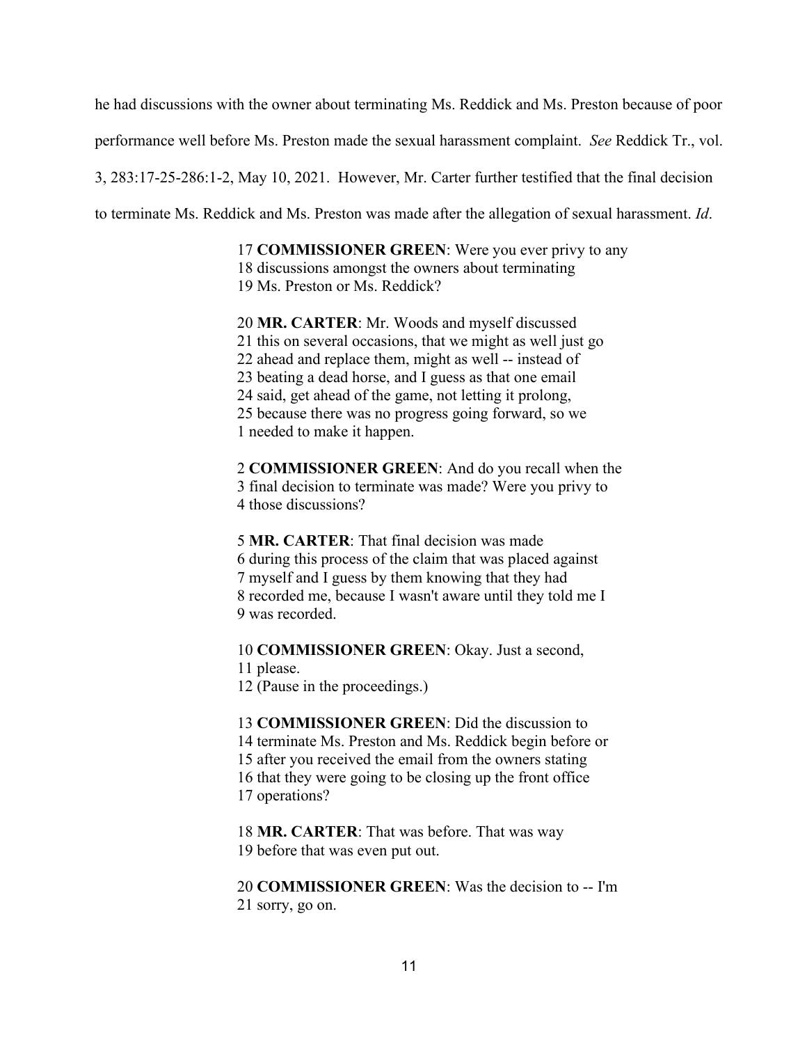he had discussions with the owner about terminating Ms. Reddick and Ms. Preston because of poor performance well before Ms. Preston made the sexual harassment complaint. *See* Reddick Tr., vol. 3, 283:17-25-286:1-2, May 10, 2021. However, Mr. Carter further testified that the final decision to terminate Ms. Reddick and Ms. Preston was made after the allegation of sexual harassment. *Id*.

> 17 **COMMISSIONER GREEN**: Were you ever privy to any
> 18 discussions amongst the owners about terminating
> 19 Ms. Preston or Ms. Reddick?
>
> 20 **MR. CARTER**: Mr. Woods and myself discussed
> 21 this on several occasions, that we might as well just go
> 22 ahead and replace them, might as well -- instead of
> 23 beating a dead horse, and I guess as that one email
> 24 said, get ahead of the game, not letting it prolong,
> 25 because there was no progress going forward, so we
> 1 needed to make it happen.
>
> 2 **COMMISSIONER GREEN**: And do you recall when the
> 3 final decision to terminate was made? Were you privy to
> 4 those discussions?
>
> 5 **MR. CARTER**: That final decision was made
> 6 during this process of the claim that was placed against
> 7 myself and I guess by them knowing that they had
> 8 recorded me, because I wasn't aware until they told me I
> 9 was recorded.
>
> 10 **COMMISSIONER GREEN**: Okay. Just a second,
> 11 please.
> 12 (Pause in the proceedings.)
>
> 13 **COMMISSIONER GREEN**: Did the discussion to
> 14 terminate Ms. Preston and Ms. Reddick begin before or
> 15 after you received the email from the owners stating
> 16 that they were going to be closing up the front office
> 17 operations?
>
> 18 **MR. CARTER**: That was before. That was way
> 19 before that was even put out.
>
> 20 **COMMISSIONER GREEN**: Was the decision to -- I'm
> 21 sorry, go on.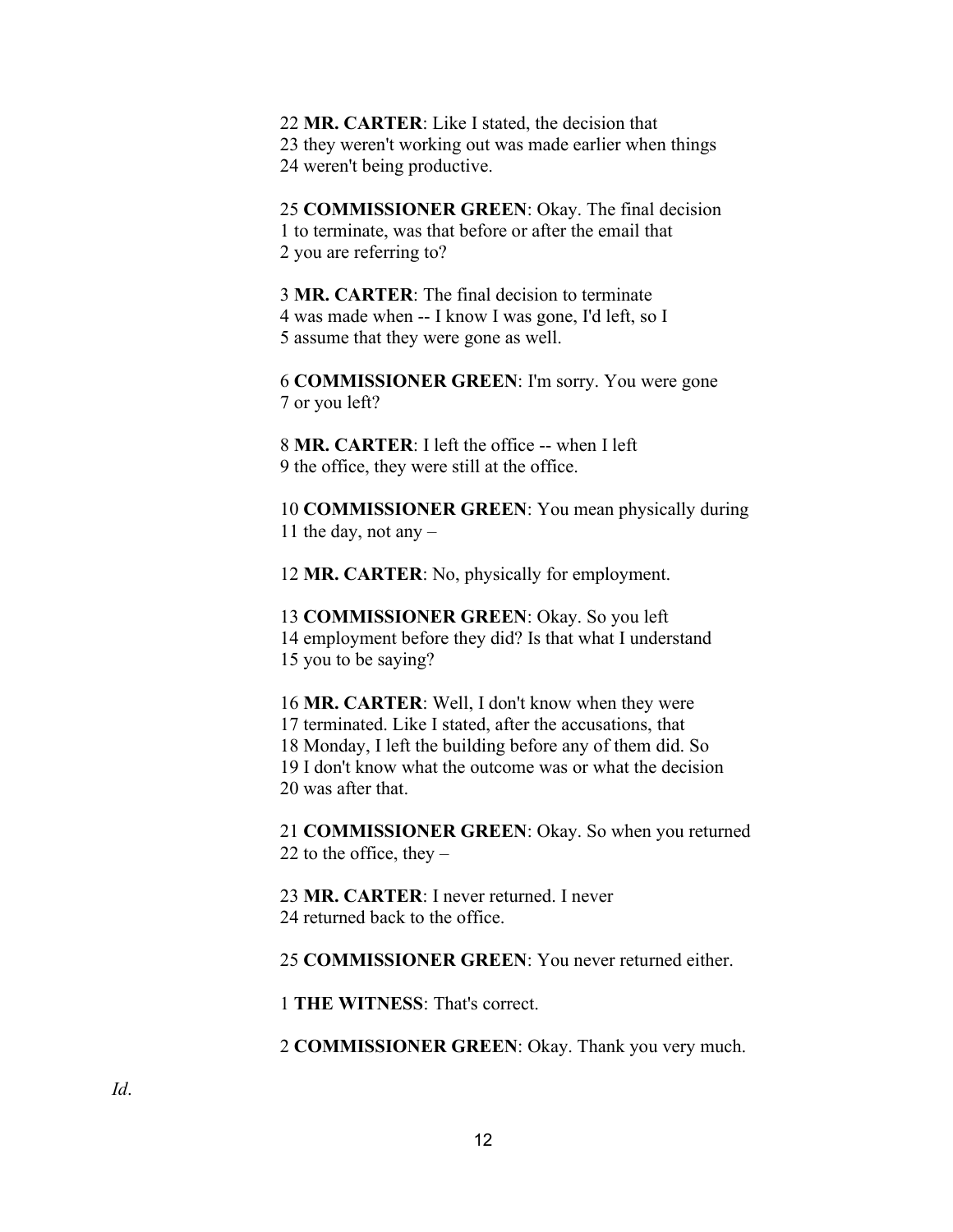22 **MR. CARTER**: Like I stated, the decision that
23 they weren't working out was made earlier when things
24 weren't being productive.

25 **COMMISSIONER GREEN**: Okay. The final decision
1 to terminate, was that before or after the email that
2 you are referring to?

3 **MR. CARTER**: The final decision to terminate
4 was made when -- I know I was gone, I'd left, so I
5 assume that they were gone as well.

6 **COMMISSIONER GREEN**: I'm sorry. You were gone
7 or you left?

8 **MR. CARTER**: I left the office -- when I left
9 the office, they were still at the office.

10 **COMMISSIONER GREEN**: You mean physically during
11 the day, not any –

12 **MR. CARTER**: No, physically for employment.

13 **COMMISSIONER GREEN**: Okay. So you left
14 employment before they did? Is that what I understand
15 you to be saying?

16 **MR. CARTER**: Well, I don't know when they were
17 terminated. Like I stated, after the accusations, that
18 Monday, I left the building before any of them did. So
19 I don't know what the outcome was or what the decision
20 was after that.

21 **COMMISSIONER GREEN**: Okay. So when you returned
22 to the office, they –

23 **MR. CARTER**: I never returned. I never
24 returned back to the office.

25 **COMMISSIONER GREEN**: You never returned either.

1 **THE WITNESS**: That's correct.

2 **COMMISSIONER GREEN**: Okay. Thank you very much.

*Id*.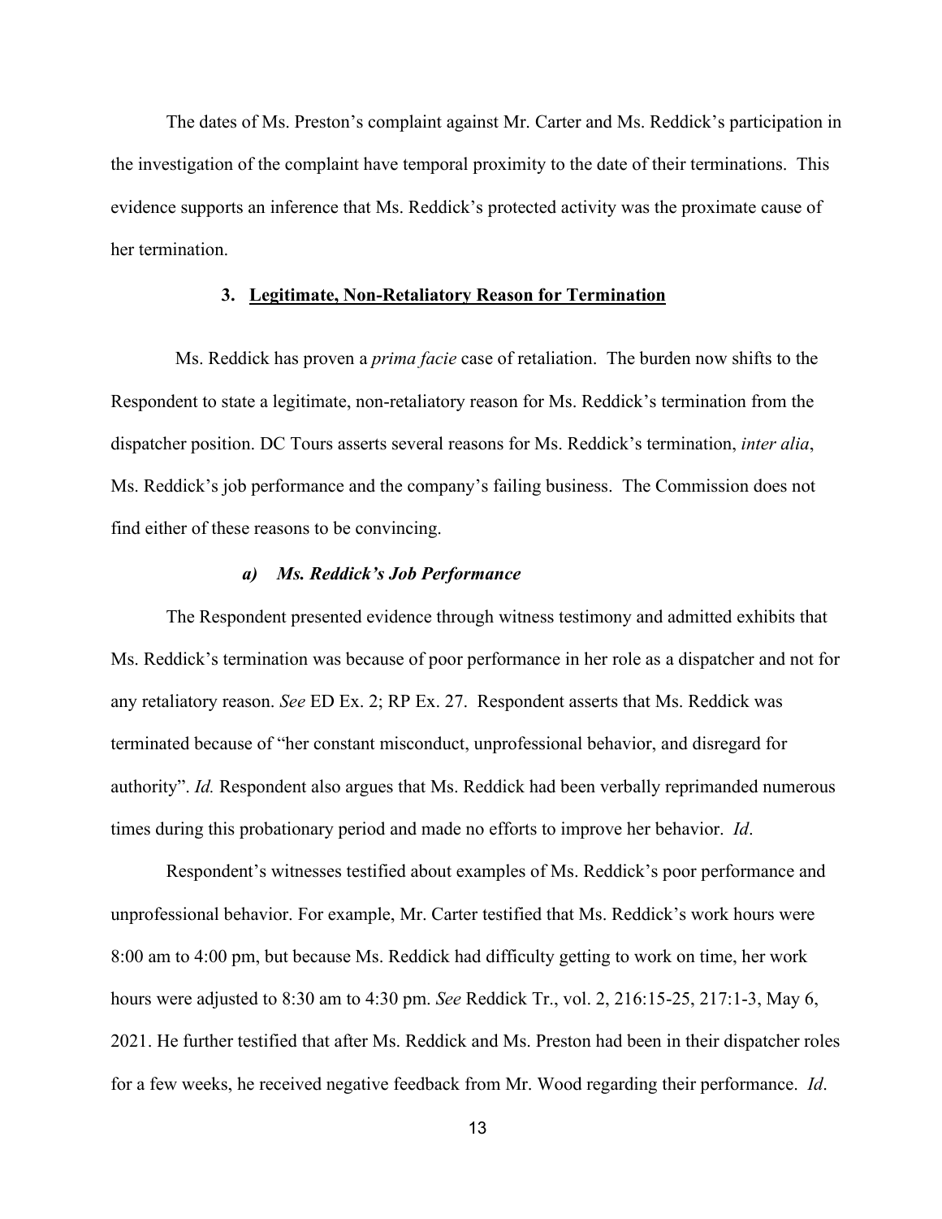The dates of Ms. Preston's complaint against Mr. Carter and Ms. Reddick's participation in the investigation of the complaint have temporal proximity to the date of their terminations. This evidence supports an inference that Ms. Reddick's protected activity was the proximate cause of her termination.

### 3. <u>Legitimate, Non-Retaliatory Reason for Termination</u>

Ms. Reddick has proven a *prima facie* case of retaliation. The burden now shifts to the Respondent to state a legitimate, non-retaliatory reason for Ms. Reddick's termination from the dispatcher position. DC Tours asserts several reasons for Ms. Reddick's termination, *inter alia*, Ms. Reddick's job performance and the company's failing business. The Commission does not find either of these reasons to be convincing.

#### ***a) Ms. Reddick's Job Performance***

The Respondent presented evidence through witness testimony and admitted exhibits that Ms. Reddick's termination was because of poor performance in her role as a dispatcher and not for any retaliatory reason. *See* ED Ex. 2; RP Ex. 27. Respondent asserts that Ms. Reddick was terminated because of "her constant misconduct, unprofessional behavior, and disregard for authority". *Id.* Respondent also argues that Ms. Reddick had been verbally reprimanded numerous times during this probationary period and made no efforts to improve her behavior. *Id*.

Respondent's witnesses testified about examples of Ms. Reddick's poor performance and unprofessional behavior. For example, Mr. Carter testified that Ms. Reddick's work hours were 8:00 am to 4:00 pm, but because Ms. Reddick had difficulty getting to work on time, her work hours were adjusted to 8:30 am to 4:30 pm. *See* Reddick Tr., vol. 2, 216:15-25, 217:1-3, May 6, 2021. He further testified that after Ms. Reddick and Ms. Preston had been in their dispatcher roles for a few weeks, he received negative feedback from Mr. Wood regarding their performance. *Id*.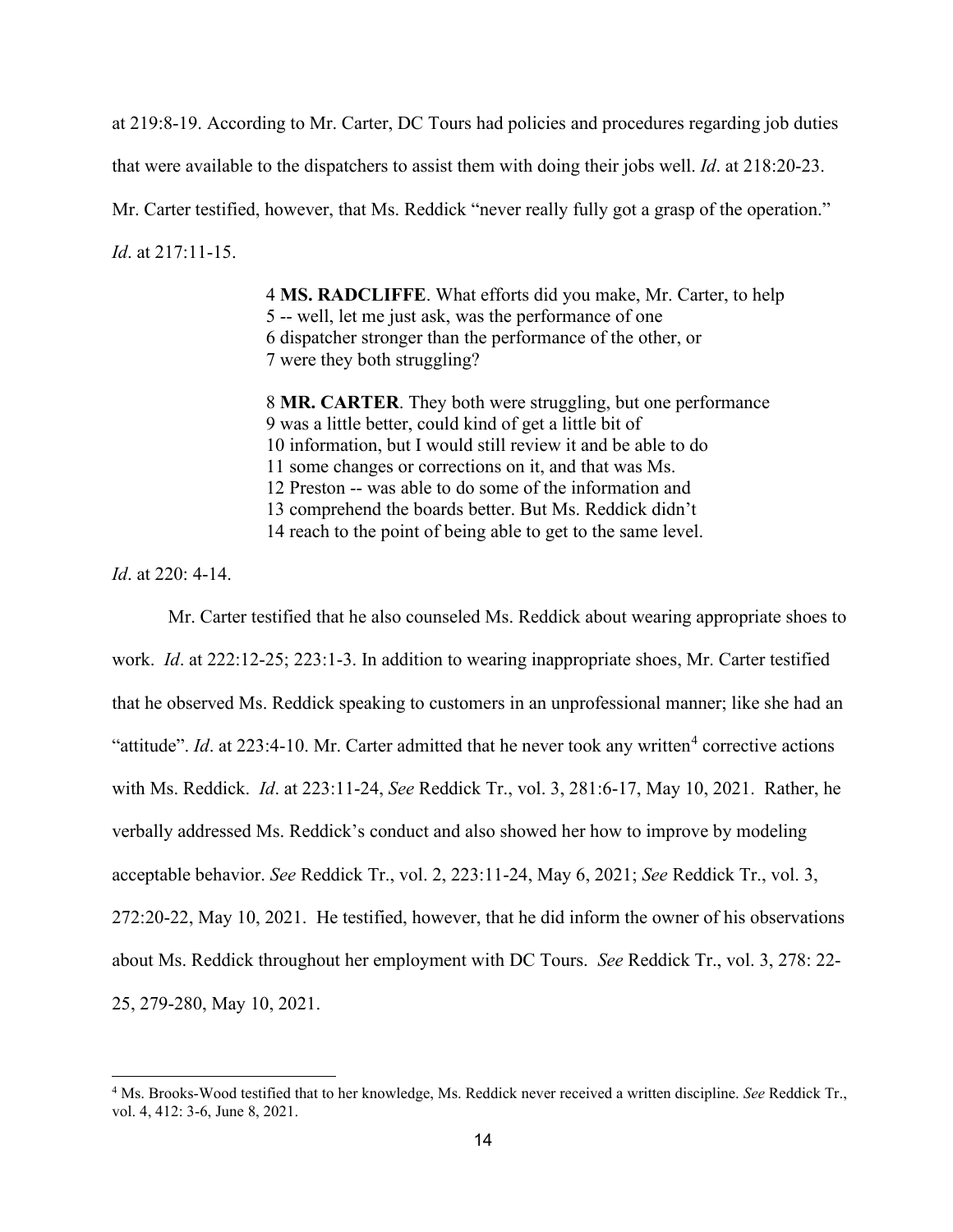at 219:8-19. According to Mr. Carter, DC Tours had policies and procedures regarding job duties that were available to the dispatchers to assist them with doing their jobs well. *Id*. at 218:20-23. Mr. Carter testified, however, that Ms. Reddick "never really fully got a grasp of the operation." *Id*. at 217:11-15.

> 4 **MS. RADCLIFFE**. What efforts did you make, Mr. Carter, to help
> 5 -- well, let me just ask, was the performance of one
> 6 dispatcher stronger than the performance of the other, or
> 7 were they both struggling?
>
> 8 **MR. CARTER**. They both were struggling, but one performance
> 9 was a little better, could kind of get a little bit of
> 10 information, but I would still review it and be able to do
> 11 some changes or corrections on it, and that was Ms.
> 12 Preston -- was able to do some of the information and
> 13 comprehend the boards better. But Ms. Reddick didn't
> 14 reach to the point of being able to get to the same level.

*Id*. at 220: 4-14.

Mr. Carter testified that he also counseled Ms. Reddick about wearing appropriate shoes to work. *Id*. at 222:12-25; 223:1-3. In addition to wearing inappropriate shoes, Mr. Carter testified that he observed Ms. Reddick speaking to customers in an unprofessional manner; like she had an "attitude". *Id*. at 223:4-10. Mr. Carter admitted that he never took any written[4] corrective actions with Ms. Reddick. *Id*. at 223:11-24, *See* Reddick Tr., vol. 3, 281:6-17, May 10, 2021. Rather, he verbally addressed Ms. Reddick's conduct and also showed her how to improve by modeling acceptable behavior. *See* Reddick Tr., vol. 2, 223:11-24, May 6, 2021; *See* Reddick Tr., vol. 3, 272:20-22, May 10, 2021. He testified, however, that he did inform the owner of his observations about Ms. Reddick throughout her employment with DC Tours. *See* Reddick Tr., vol. 3, 278: 22-25, 279-280, May 10, 2021.

---

[4] Ms. Brooks-Wood testified that to her knowledge, Ms. Reddick never received a written discipline. *See* Reddick Tr., vol. 4, 412: 3-6, June 8, 2021.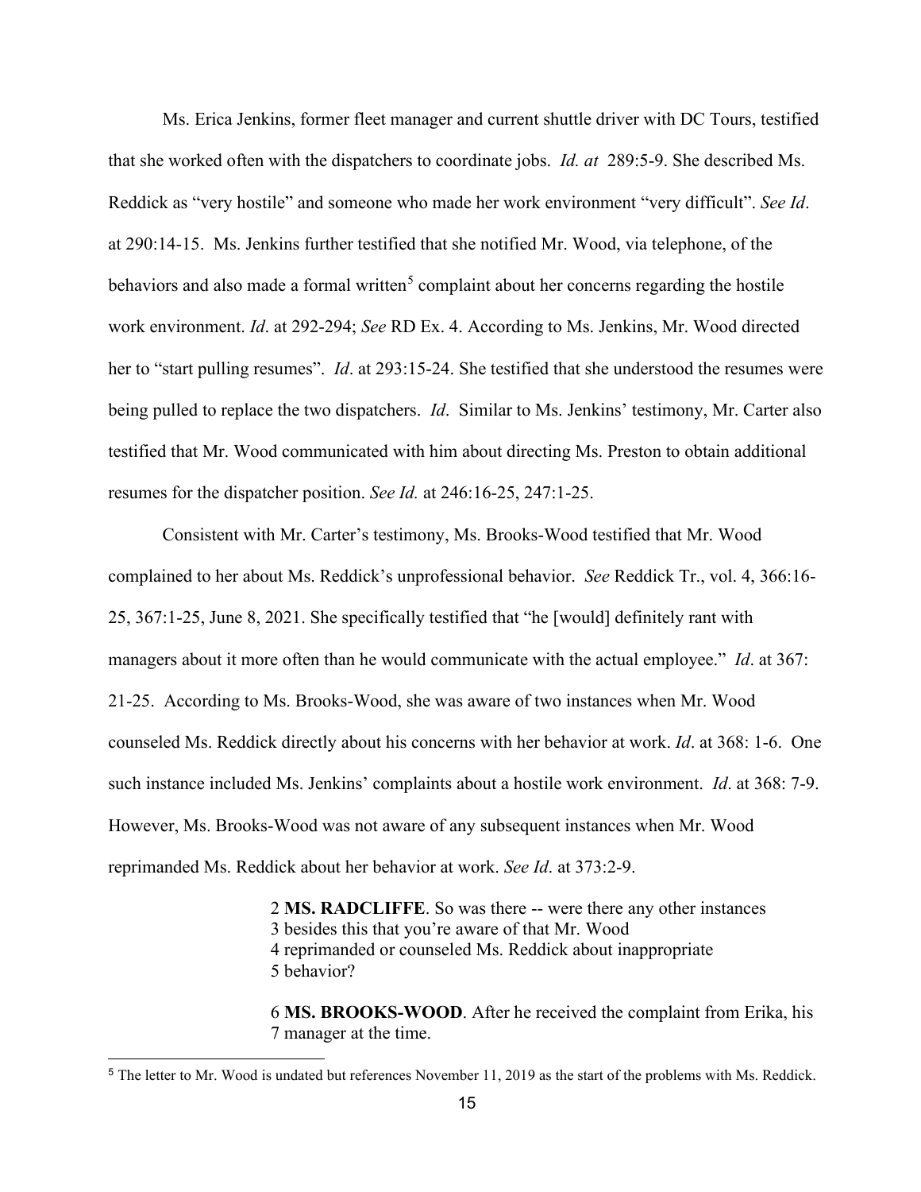Ms. Erica Jenkins, former fleet manager and current shuttle driver with DC Tours, testified that she worked often with the dispatchers to coordinate jobs. *Id. at* 289:5-9. She described Ms. Reddick as "very hostile" and someone who made her work environment "very difficult". *See Id*. at 290:14-15. Ms. Jenkins further testified that she notified Mr. Wood, via telephone, of the behaviors and also made a formal written[5] complaint about her concerns regarding the hostile work environment. *Id*. at 292-294; *See* RD Ex. 4. According to Ms. Jenkins, Mr. Wood directed her to "start pulling resumes". *Id*. at 293:15-24. She testified that she understood the resumes were being pulled to replace the two dispatchers. *Id*. Similar to Ms. Jenkins' testimony, Mr. Carter also testified that Mr. Wood communicated with him about directing Ms. Preston to obtain additional resumes for the dispatcher position. *See Id.* at 246:16-25, 247:1-25.

Consistent with Mr. Carter's testimony, Ms. Brooks-Wood testified that Mr. Wood complained to her about Ms. Reddick's unprofessional behavior. *See* Reddick Tr., vol. 4, 366:16-25, 367:1-25, June 8, 2021. She specifically testified that "he [would] definitely rant with managers about it more often than he would communicate with the actual employee." *Id*. at 367: 21-25. According to Ms. Brooks-Wood, she was aware of two instances when Mr. Wood counseled Ms. Reddick directly about his concerns with her behavior at work. *Id*. at 368: 1-6. One such instance included Ms. Jenkins' complaints about a hostile work environment. *Id*. at 368: 7-9. However, Ms. Brooks-Wood was not aware of any subsequent instances when Mr. Wood reprimanded Ms. Reddick about her behavior at work. *See Id*. at 373:2-9.

> 2 **MS. RADCLIFFE**. So was there -- were there any other instances
> 3 besides this that you're aware of that Mr. Wood
> 4 reprimanded or counseled Ms. Reddick about inappropriate
> 5 behavior?
>
> 6 **MS. BROOKS-WOOD**. After he received the complaint from Erika, his
> 7 manager at the time.

[5] The letter to Mr. Wood is undated but references November 11, 2019 as the start of the problems with Ms. Reddick.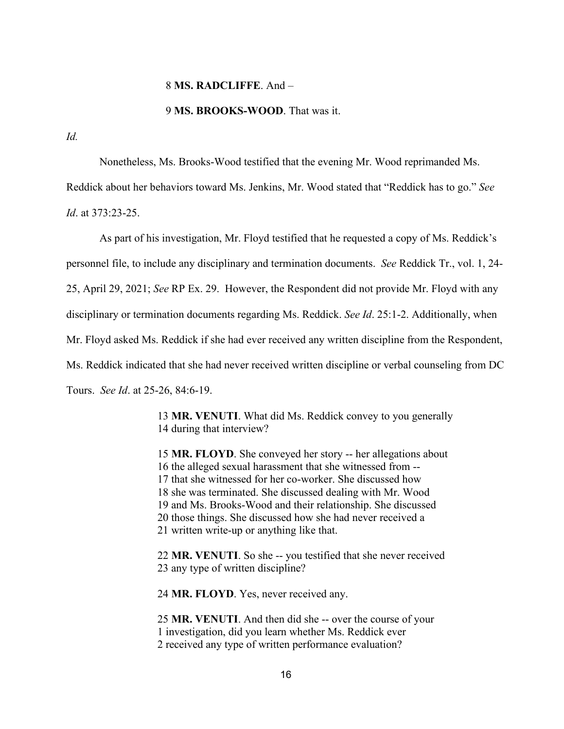8 **MS. RADCLIFFE**. And –

9 **MS. BROOKS-WOOD**. That was it.

*Id.*

Nonetheless, Ms. Brooks-Wood testified that the evening Mr. Wood reprimanded Ms. Reddick about her behaviors toward Ms. Jenkins, Mr. Wood stated that "Reddick has to go." *See Id*. at 373:23-25.

As part of his investigation, Mr. Floyd testified that he requested a copy of Ms. Reddick's personnel file, to include any disciplinary and termination documents. *See* Reddick Tr., vol. 1, 24-25, April 29, 2021; *See* RP Ex. 29. However, the Respondent did not provide Mr. Floyd with any disciplinary or termination documents regarding Ms. Reddick. *See Id*. 25:1-2. Additionally, when Mr. Floyd asked Ms. Reddick if she had ever received any written discipline from the Respondent, Ms. Reddick indicated that she had never received written discipline or verbal counseling from DC Tours. *See Id*. at 25-26, 84:6-19.

> 13 **MR. VENUTI**. What did Ms. Reddick convey to you generally
> 14 during that interview?
>
> 15 **MR. FLOYD**. She conveyed her story -- her allegations about
> 16 the alleged sexual harassment that she witnessed from --
> 17 that she witnessed for her co-worker. She discussed how
> 18 she was terminated. She discussed dealing with Mr. Wood
> 19 and Ms. Brooks-Wood and their relationship. She discussed
> 20 those things. She discussed how she had never received a
> 21 written write-up or anything like that.
>
> 22 **MR. VENUTI**. So she -- you testified that she never received
> 23 any type of written discipline?
>
> 24 **MR. FLOYD**. Yes, never received any.
>
> 25 **MR. VENUTI**. And then did she -- over the course of your
> 1 investigation, did you learn whether Ms. Reddick ever
> 2 received any type of written performance evaluation?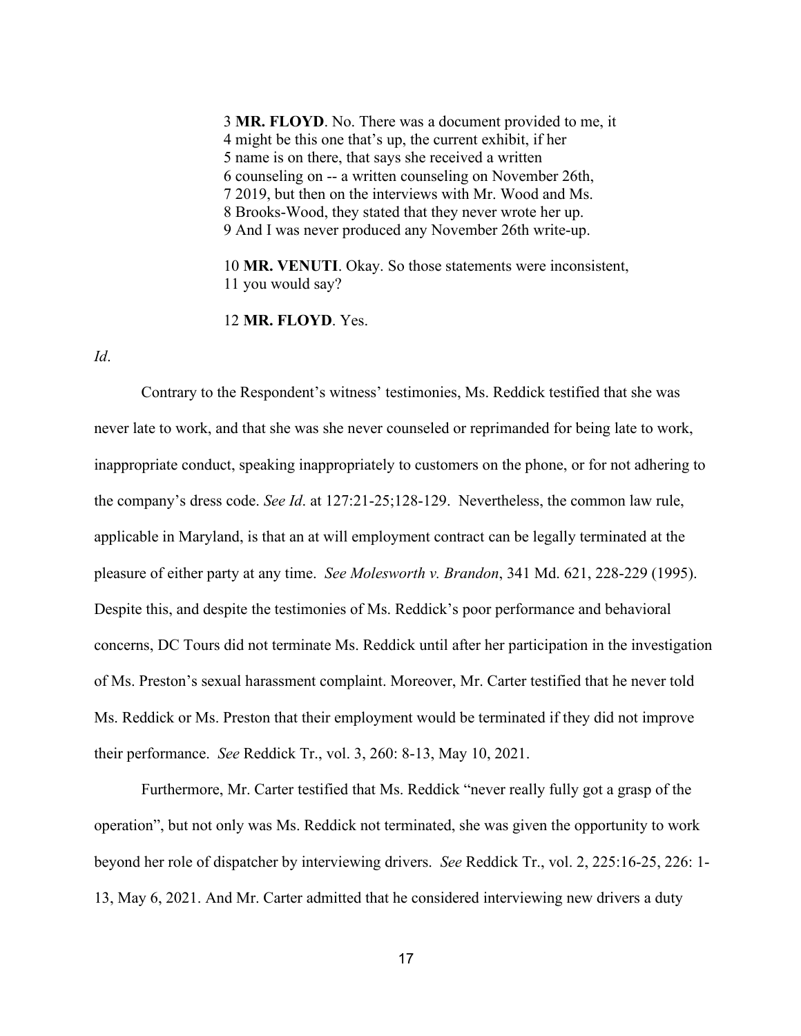> 3 **MR. FLOYD**. No. There was a document provided to me, it
> 4 might be this one that's up, the current exhibit, if her
> 5 name is on there, that says she received a written
> 6 counseling on -- a written counseling on November 26th,
> 7 2019, but then on the interviews with Mr. Wood and Ms.
> 8 Brooks-Wood, they stated that they never wrote her up.
> 9 And I was never produced any November 26th write-up.
>
> 10 **MR. VENUTI**. Okay. So those statements were inconsistent,
> 11 you would say?
>
> 12 **MR. FLOYD**. Yes.

*Id*.

Contrary to the Respondent's witness' testimonies, Ms. Reddick testified that she was never late to work, and that she was she never counseled or reprimanded for being late to work, inappropriate conduct, speaking inappropriately to customers on the phone, or for not adhering to the company's dress code. *See Id*. at 127:21-25;128-129. Nevertheless, the common law rule, applicable in Maryland, is that an at will employment contract can be legally terminated at the pleasure of either party at any time. *See Molesworth v. Brandon*, 341 Md. 621, 228-229 (1995). Despite this, and despite the testimonies of Ms. Reddick's poor performance and behavioral concerns, DC Tours did not terminate Ms. Reddick until after her participation in the investigation of Ms. Preston's sexual harassment complaint. Moreover, Mr. Carter testified that he never told Ms. Reddick or Ms. Preston that their employment would be terminated if they did not improve their performance. *See* Reddick Tr., vol. 3, 260: 8-13, May 10, 2021.

Furthermore, Mr. Carter testified that Ms. Reddick "never really fully got a grasp of the operation", but not only was Ms. Reddick not terminated, she was given the opportunity to work beyond her role of dispatcher by interviewing drivers. *See* Reddick Tr., vol. 2, 225:16-25, 226: 1-13, May 6, 2021. And Mr. Carter admitted that he considered interviewing new drivers a duty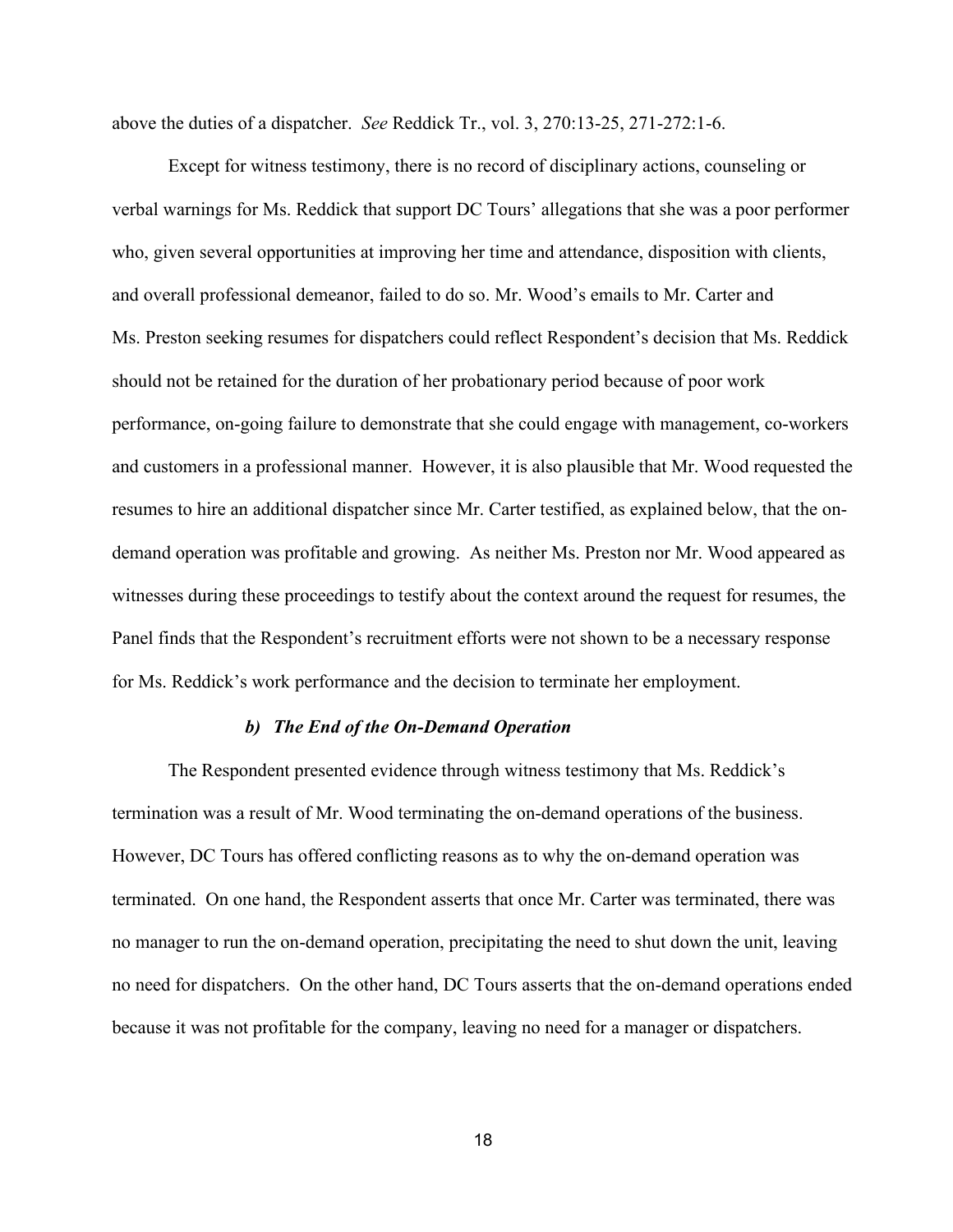above the duties of a dispatcher. *See* Reddick Tr., vol. 3, 270:13-25, 271-272:1-6.

Except for witness testimony, there is no record of disciplinary actions, counseling or verbal warnings for Ms. Reddick that support DC Tours' allegations that she was a poor performer who, given several opportunities at improving her time and attendance, disposition with clients, and overall professional demeanor, failed to do so. Mr. Wood's emails to Mr. Carter and Ms. Preston seeking resumes for dispatchers could reflect Respondent's decision that Ms. Reddick should not be retained for the duration of her probationary period because of poor work performance, on-going failure to demonstrate that she could engage with management, co-workers and customers in a professional manner. However, it is also plausible that Mr. Wood requested the resumes to hire an additional dispatcher since Mr. Carter testified, as explained below, that the on-demand operation was profitable and growing. As neither Ms. Preston nor Mr. Wood appeared as witnesses during these proceedings to testify about the context around the request for resumes, the Panel finds that the Respondent's recruitment efforts were not shown to be a necessary response for Ms. Reddick's work performance and the decision to terminate her employment.

### *b) The End of the On-Demand Operation*

The Respondent presented evidence through witness testimony that Ms. Reddick's termination was a result of Mr. Wood terminating the on-demand operations of the business. However, DC Tours has offered conflicting reasons as to why the on-demand operation was terminated. On one hand, the Respondent asserts that once Mr. Carter was terminated, there was no manager to run the on-demand operation, precipitating the need to shut down the unit, leaving no need for dispatchers. On the other hand, DC Tours asserts that the on-demand operations ended because it was not profitable for the company, leaving no need for a manager or dispatchers.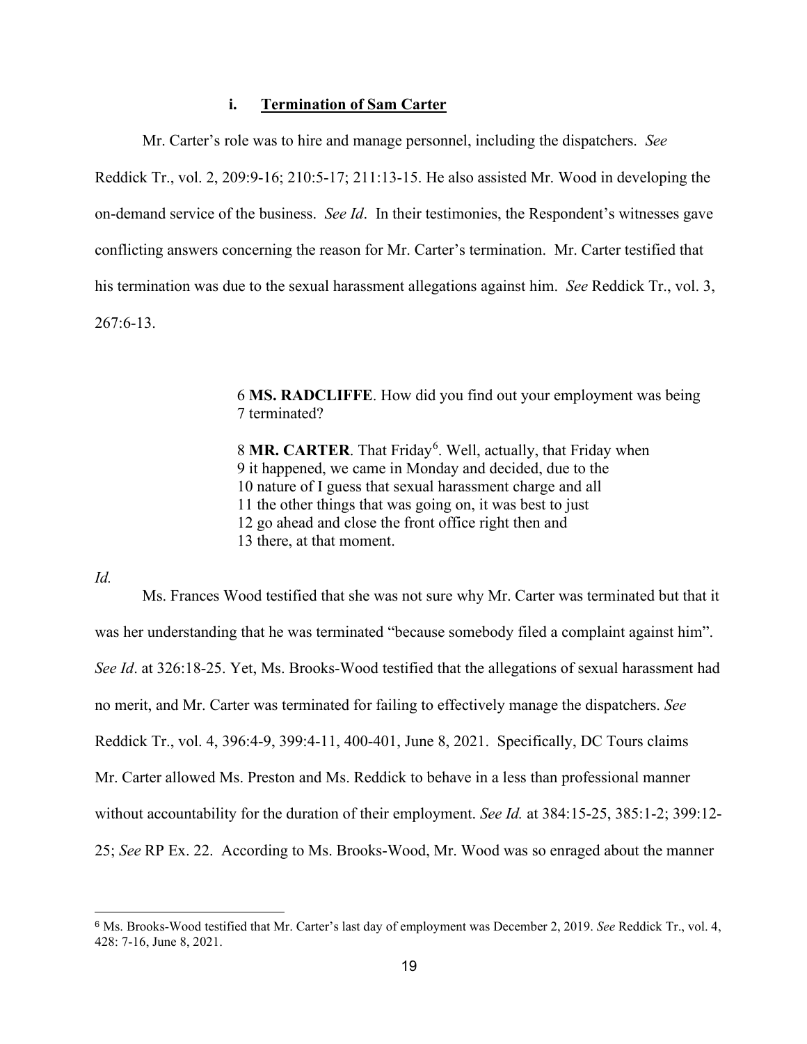### i. Termination of Sam Carter

Mr. Carter's role was to hire and manage personnel, including the dispatchers. *See* Reddick Tr., vol. 2, 209:9-16; 210:5-17; 211:13-15. He also assisted Mr. Wood in developing the on-demand service of the business. *See Id*. In their testimonies, the Respondent's witnesses gave conflicting answers concerning the reason for Mr. Carter's termination. Mr. Carter testified that his termination was due to the sexual harassment allegations against him. *See* Reddick Tr., vol. 3, 267:6-13.

> 6 **MS. RADCLIFFE**. How did you find out your employment was being
> 7 terminated?
>
> 8 **MR. CARTER**. That Friday[6]. Well, actually, that Friday when
> 9 it happened, we came in Monday and decided, due to the
> 10 nature of I guess that sexual harassment charge and all
> 11 the other things that was going on, it was best to just
> 12 go ahead and close the front office right then and
> 13 there, at that moment.

*Id.*

Ms. Frances Wood testified that she was not sure why Mr. Carter was terminated but that it was her understanding that he was terminated "because somebody filed a complaint against him". *See Id*. at 326:18-25. Yet, Ms. Brooks-Wood testified that the allegations of sexual harassment had no merit, and Mr. Carter was terminated for failing to effectively manage the dispatchers. *See* Reddick Tr., vol. 4, 396:4-9, 399:4-11, 400-401, June 8, 2021. Specifically, DC Tours claims Mr. Carter allowed Ms. Preston and Ms. Reddick to behave in a less than professional manner without accountability for the duration of their employment. *See Id.* at 384:15-25, 385:1-2; 399:12-25; *See* RP Ex. 22. According to Ms. Brooks-Wood, Mr. Wood was so enraged about the manner

---

[6] Ms. Brooks-Wood testified that Mr. Carter's last day of employment was December 2, 2019. *See* Reddick Tr., vol. 4, 428: 7-16, June 8, 2021.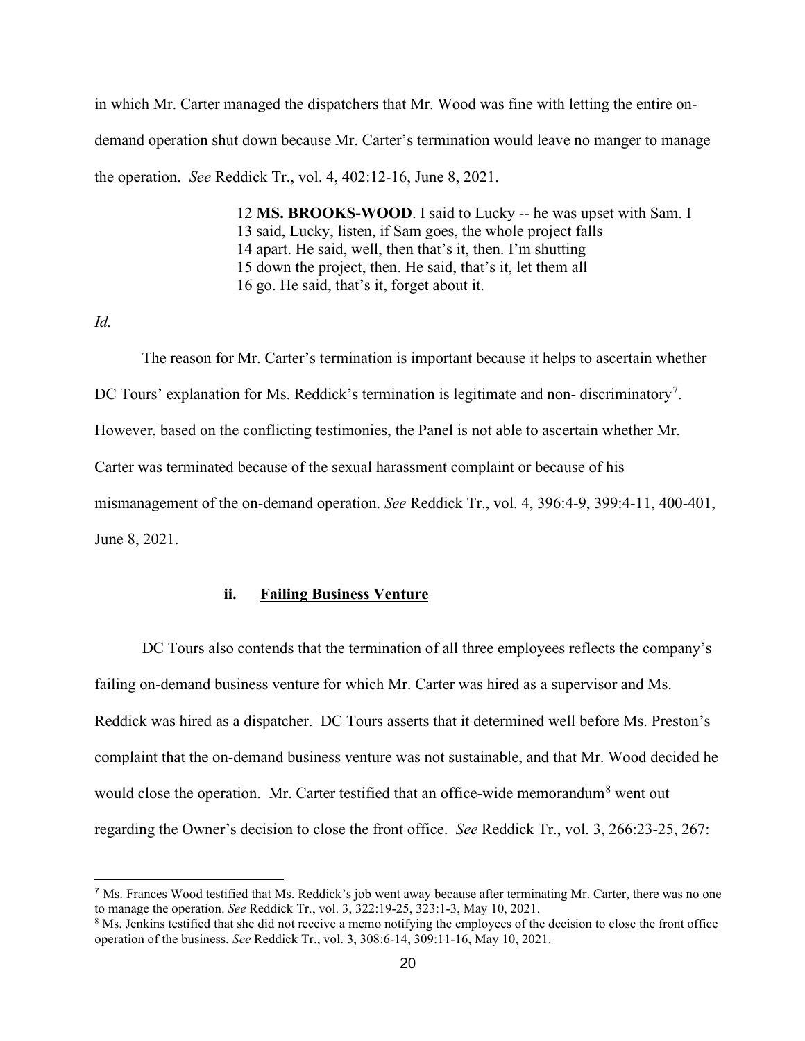in which Mr. Carter managed the dispatchers that Mr. Wood was fine with letting the entire on-demand operation shut down because Mr. Carter's termination would leave no manger to manage the operation. *See* Reddick Tr., vol. 4, 402:12-16, June 8, 2021.

> 12 **MS. BROOKS-WOOD**. I said to Lucky -- he was upset with Sam. I
> 13 said, Lucky, listen, if Sam goes, the whole project falls
> 14 apart. He said, well, then that's it, then. I'm shutting
> 15 down the project, then. He said, that's it, let them all
> 16 go. He said, that's it, forget about it.

*Id.*

The reason for Mr. Carter's termination is important because it helps to ascertain whether DC Tours' explanation for Ms. Reddick's termination is legitimate and non- discriminatory[7]. However, based on the conflicting testimonies, the Panel is not able to ascertain whether Mr. Carter was terminated because of the sexual harassment complaint or because of his mismanagement of the on-demand operation. *See* Reddick Tr., vol. 4, 396:4-9, 399:4-11, 400-401, June 8, 2021.

#### ii. Failing Business Venture

DC Tours also contends that the termination of all three employees reflects the company's failing on-demand business venture for which Mr. Carter was hired as a supervisor and Ms. Reddick was hired as a dispatcher. DC Tours asserts that it determined well before Ms. Preston's complaint that the on-demand business venture was not sustainable, and that Mr. Wood decided he would close the operation. Mr. Carter testified that an office-wide memorandum[8] went out regarding the Owner's decision to close the front office. *See* Reddick Tr., vol. 3, 266:23-25, 267:

---

[7] Ms. Frances Wood testified that Ms. Reddick's job went away because after terminating Mr. Carter, there was no one to manage the operation. *See* Reddick Tr., vol. 3, 322:19-25, 323:1-3, May 10, 2021.

[8] Ms. Jenkins testified that she did not receive a memo notifying the employees of the decision to close the front office operation of the business. *See* Reddick Tr., vol. 3, 308:6-14, 309:11-16, May 10, 2021.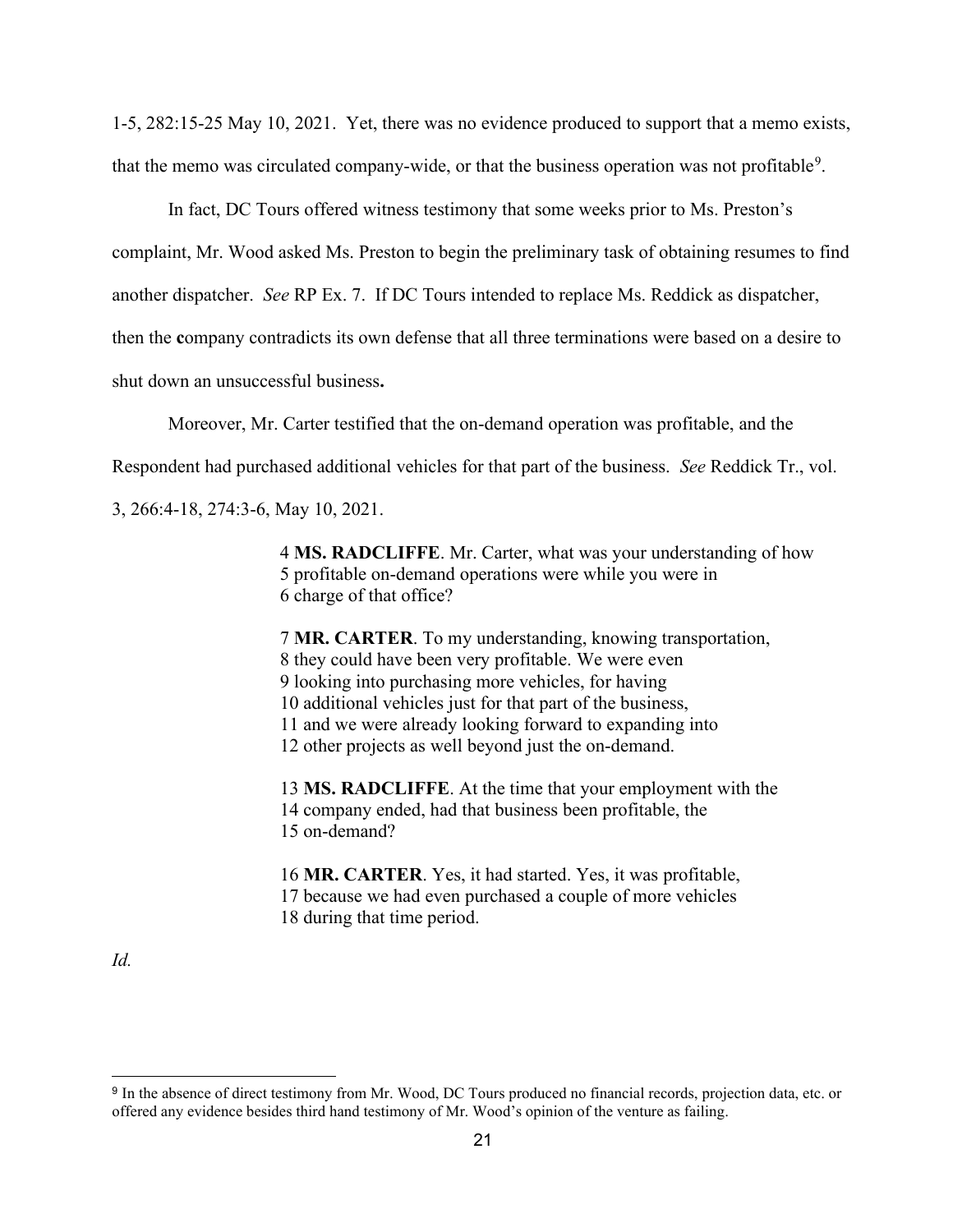1-5, 282:15-25 May 10, 2021. Yet, there was no evidence produced to support that a memo exists, that the memo was circulated company-wide, or that the business operation was not profitable[9].

In fact, DC Tours offered witness testimony that some weeks prior to Ms. Preston's complaint, Mr. Wood asked Ms. Preston to begin the preliminary task of obtaining resumes to find another dispatcher. *See* RP Ex. 7. If DC Tours intended to replace Ms. Reddick as dispatcher, then the **c**ompany contradicts its own defense that all three terminations were based on a desire to shut down an unsuccessful business**.**

Moreover, Mr. Carter testified that the on-demand operation was profitable, and the Respondent had purchased additional vehicles for that part of the business. *See* Reddick Tr., vol. 3, 266:4-18, 274:3-6, May 10, 2021.

> 4 **MS. RADCLIFFE**. Mr. Carter, what was your understanding of how
> 5 profitable on-demand operations were while you were in
> 6 charge of that office?
>
> 7 **MR. CARTER**. To my understanding, knowing transportation,
> 8 they could have been very profitable. We were even
> 9 looking into purchasing more vehicles, for having
> 10 additional vehicles just for that part of the business,
> 11 and we were already looking forward to expanding into
> 12 other projects as well beyond just the on-demand.
>
> 13 **MS. RADCLIFFE**. At the time that your employment with the
> 14 company ended, had that business been profitable, the
> 15 on-demand?
>
> 16 **MR. CARTER**. Yes, it had started. Yes, it was profitable,
> 17 because we had even purchased a couple of more vehicles
> 18 during that time period.

*Id.*

---

[9] In the absence of direct testimony from Mr. Wood, DC Tours produced no financial records, projection data, etc. or offered any evidence besides third hand testimony of Mr. Wood's opinion of the venture as failing.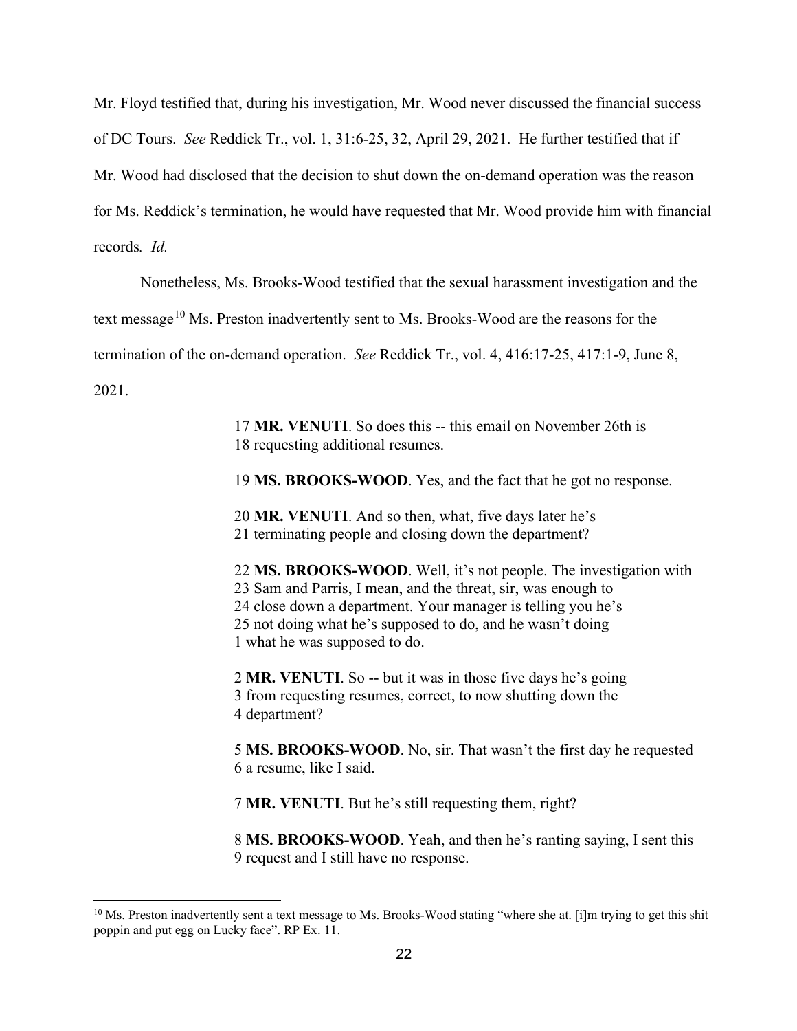Mr. Floyd testified that, during his investigation, Mr. Wood never discussed the financial success of DC Tours. *See* Reddick Tr., vol. 1, 31:6-25, 32, April 29, 2021. He further testified that if Mr. Wood had disclosed that the decision to shut down the on-demand operation was the reason for Ms. Reddick's termination, he would have requested that Mr. Wood provide him with financial records*. Id.*

Nonetheless, Ms. Brooks-Wood testified that the sexual harassment investigation and the text message[10] Ms. Preston inadvertently sent to Ms. Brooks-Wood are the reasons for the termination of the on-demand operation. *See* Reddick Tr., vol. 4, 416:17-25, 417:1-9, June 8, 2021.

> 17 **MR. VENUTI**. So does this -- this email on November 26th is
> 18 requesting additional resumes.
>
> 19 **MS. BROOKS-WOOD**. Yes, and the fact that he got no response.
>
> 20 **MR. VENUTI**. And so then, what, five days later he's
> 21 terminating people and closing down the department?
>
> 22 **MS. BROOKS-WOOD**. Well, it's not people. The investigation with
> 23 Sam and Parris, I mean, and the threat, sir, was enough to
> 24 close down a department. Your manager is telling you he's
> 25 not doing what he's supposed to do, and he wasn't doing
> 1 what he was supposed to do.
>
> 2 **MR. VENUTI**. So -- but it was in those five days he's going
> 3 from requesting resumes, correct, to now shutting down the
> 4 department?
>
> 5 **MS. BROOKS-WOOD**. No, sir. That wasn't the first day he requested
> 6 a resume, like I said.
>
> 7 **MR. VENUTI**. But he's still requesting them, right?
>
> 8 **MS. BROOKS-WOOD**. Yeah, and then he's ranting saying, I sent this
> 9 request and I still have no response.

---

[10] Ms. Preston inadvertently sent a text message to Ms. Brooks-Wood stating "where she at. [i]m trying to get this shit poppin and put egg on Lucky face". RP Ex. 11.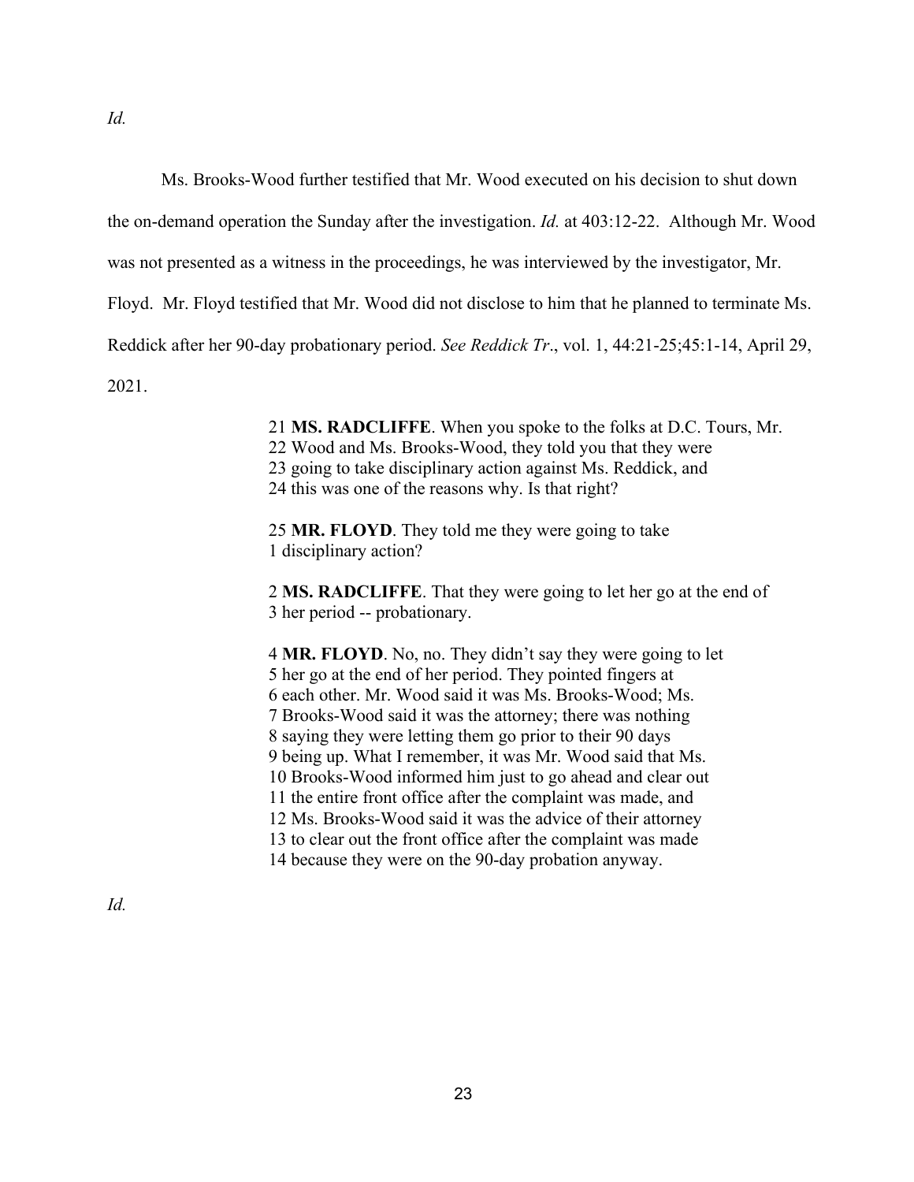*Id.*

Ms. Brooks-Wood further testified that Mr. Wood executed on his decision to shut down the on-demand operation the Sunday after the investigation. *Id.* at 403:12-22. Although Mr. Wood was not presented as a witness in the proceedings, he was interviewed by the investigator, Mr. Floyd. Mr. Floyd testified that Mr. Wood did not disclose to him that he planned to terminate Ms. Reddick after her 90-day probationary period. *See Reddick Tr*., vol. 1, 44:21-25;45:1-14, April 29, 2021.

> 21 **MS. RADCLIFFE**. When you spoke to the folks at D.C. Tours, Mr.
> 22 Wood and Ms. Brooks-Wood, they told you that they were
> 23 going to take disciplinary action against Ms. Reddick, and
> 24 this was one of the reasons why. Is that right?
>
> 25 **MR. FLOYD**. They told me they were going to take
> 1 disciplinary action?
>
> 2 **MS. RADCLIFFE**. That they were going to let her go at the end of
> 3 her period -- probationary.
>
> 4 **MR. FLOYD**. No, no. They didn't say they were going to let
> 5 her go at the end of her period. They pointed fingers at
> 6 each other. Mr. Wood said it was Ms. Brooks-Wood; Ms.
> 7 Brooks-Wood said it was the attorney; there was nothing
> 8 saying they were letting them go prior to their 90 days
> 9 being up. What I remember, it was Mr. Wood said that Ms.
> 10 Brooks-Wood informed him just to go ahead and clear out
> 11 the entire front office after the complaint was made, and
> 12 Ms. Brooks-Wood said it was the advice of their attorney
> 13 to clear out the front office after the complaint was made
> 14 because they were on the 90-day probation anyway.

*Id.*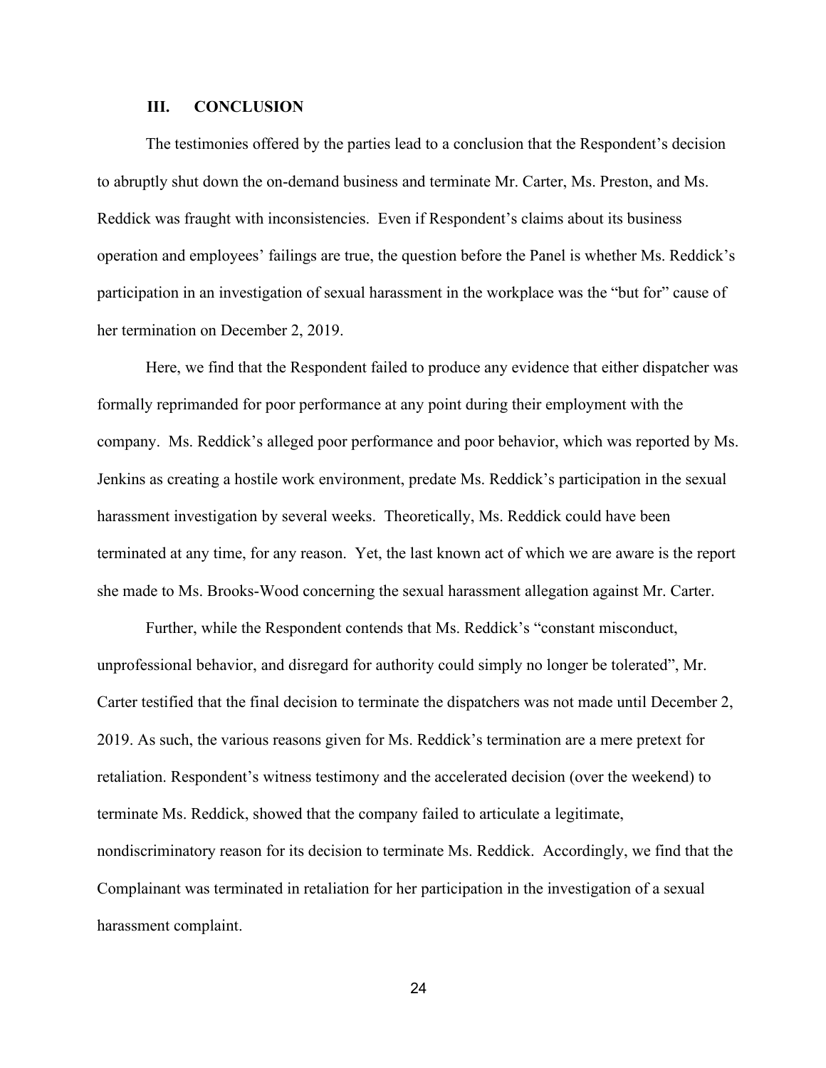## III. CONCLUSION

The testimonies offered by the parties lead to a conclusion that the Respondent's decision to abruptly shut down the on-demand business and terminate Mr. Carter, Ms. Preston, and Ms. Reddick was fraught with inconsistencies. Even if Respondent's claims about its business operation and employees' failings are true, the question before the Panel is whether Ms. Reddick's participation in an investigation of sexual harassment in the workplace was the "but for" cause of her termination on December 2, 2019.

Here, we find that the Respondent failed to produce any evidence that either dispatcher was formally reprimanded for poor performance at any point during their employment with the company. Ms. Reddick's alleged poor performance and poor behavior, which was reported by Ms. Jenkins as creating a hostile work environment, predate Ms. Reddick's participation in the sexual harassment investigation by several weeks. Theoretically, Ms. Reddick could have been terminated at any time, for any reason. Yet, the last known act of which we are aware is the report she made to Ms. Brooks-Wood concerning the sexual harassment allegation against Mr. Carter.

Further, while the Respondent contends that Ms. Reddick's "constant misconduct, unprofessional behavior, and disregard for authority could simply no longer be tolerated", Mr. Carter testified that the final decision to terminate the dispatchers was not made until December 2, 2019. As such, the various reasons given for Ms. Reddick's termination are a mere pretext for retaliation. Respondent's witness testimony and the accelerated decision (over the weekend) to terminate Ms. Reddick, showed that the company failed to articulate a legitimate, nondiscriminatory reason for its decision to terminate Ms. Reddick. Accordingly, we find that the Complainant was terminated in retaliation for her participation in the investigation of a sexual harassment complaint.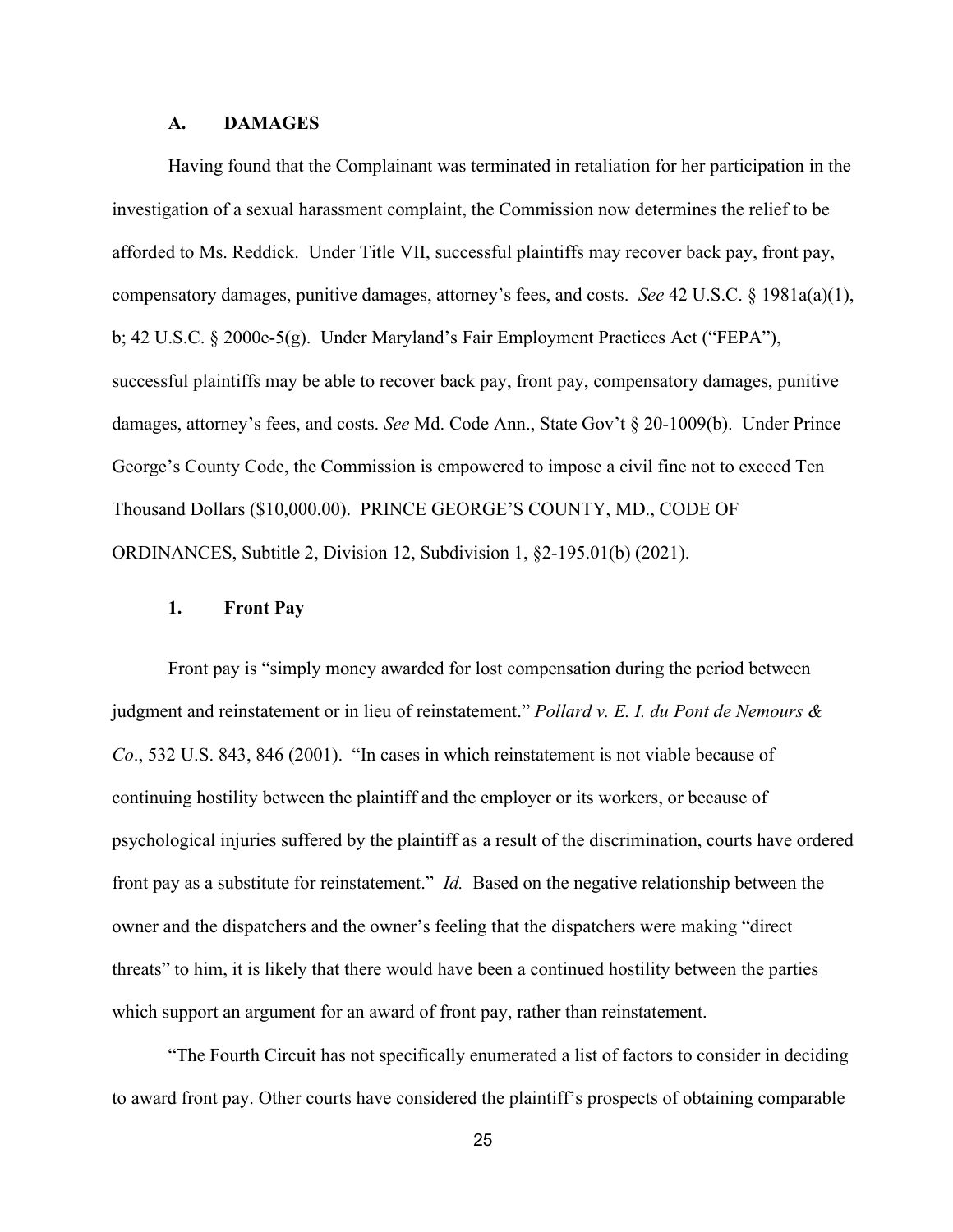### A. DAMAGES

Having found that the Complainant was terminated in retaliation for her participation in the investigation of a sexual harassment complaint, the Commission now determines the relief to be afforded to Ms. Reddick. Under Title VII, successful plaintiffs may recover back pay, front pay, compensatory damages, punitive damages, attorney's fees, and costs. *See* 42 U.S.C. § 1981a(a)(1), b; 42 U.S.C. § 2000e-5(g). Under Maryland's Fair Employment Practices Act ("FEPA"), successful plaintiffs may be able to recover back pay, front pay, compensatory damages, punitive damages, attorney's fees, and costs. *See* Md. Code Ann., State Gov't § 20-1009(b). Under Prince George's County Code, the Commission is empowered to impose a civil fine not to exceed Ten Thousand Dollars ($10,000.00). PRINCE GEORGE'S COUNTY, MD., CODE OF ORDINANCES, Subtitle 2, Division 12, Subdivision 1, §2-195.01(b) (2021).

#### 1. Front Pay

Front pay is "simply money awarded for lost compensation during the period between judgment and reinstatement or in lieu of reinstatement." *Pollard v. E. I. du Pont de Nemours & Co*., 532 U.S. 843, 846 (2001). "In cases in which reinstatement is not viable because of continuing hostility between the plaintiff and the employer or its workers, or because of psychological injuries suffered by the plaintiff as a result of the discrimination, courts have ordered front pay as a substitute for reinstatement." *Id.* Based on the negative relationship between the owner and the dispatchers and the owner's feeling that the dispatchers were making "direct threats" to him, it is likely that there would have been a continued hostility between the parties which support an argument for an award of front pay, rather than reinstatement.

"The Fourth Circuit has not specifically enumerated a list of factors to consider in deciding to award front pay. Other courts have considered the plaintiff's prospects of obtaining comparable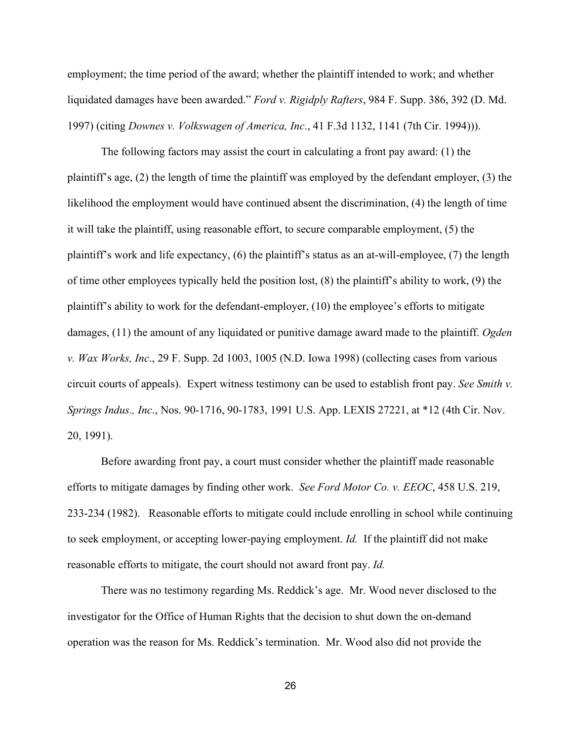employment; the time period of the award; whether the plaintiff intended to work; and whether liquidated damages have been awarded." *Ford v. Rigidply Rafters*, 984 F. Supp. 386, 392 (D. Md. 1997) (citing *Downes v. Volkswagen of America, Inc*., 41 F.3d 1132, 1141 (7th Cir. 1994))).

The following factors may assist the court in calculating a front pay award: (1) the plaintiff's age, (2) the length of time the plaintiff was employed by the defendant employer, (3) the likelihood the employment would have continued absent the discrimination, (4) the length of time it will take the plaintiff, using reasonable effort, to secure comparable employment, (5) the plaintiff's work and life expectancy, (6) the plaintiff's status as an at-will-employee, (7) the length of time other employees typically held the position lost, (8) the plaintiff's ability to work, (9) the plaintiff's ability to work for the defendant-employer, (10) the employee's efforts to mitigate damages, (11) the amount of any liquidated or punitive damage award made to the plaintiff. *Ogden v. Wax Works, Inc*., 29 F. Supp. 2d 1003, 1005 (N.D. Iowa 1998) (collecting cases from various circuit courts of appeals). Expert witness testimony can be used to establish front pay. *See Smith v. Springs Indus., Inc*., Nos. 90-1716, 90-1783, 1991 U.S. App. LEXIS 27221, at *12 (4th Cir. Nov. 20, 1991).

Before awarding front pay, a court must consider whether the plaintiff made reasonable efforts to mitigate damages by finding other work. *See Ford Motor Co. v. EEOC*, 458 U.S. 219, 233-234 (1982). Reasonable efforts to mitigate could include enrolling in school while continuing to seek employment, or accepting lower-paying employment. *Id.* If the plaintiff did not make reasonable efforts to mitigate, the court should not award front pay. *Id.*

There was no testimony regarding Ms. Reddick's age. Mr. Wood never disclosed to the investigator for the Office of Human Rights that the decision to shut down the on-demand operation was the reason for Ms. Reddick's termination. Mr. Wood also did not provide the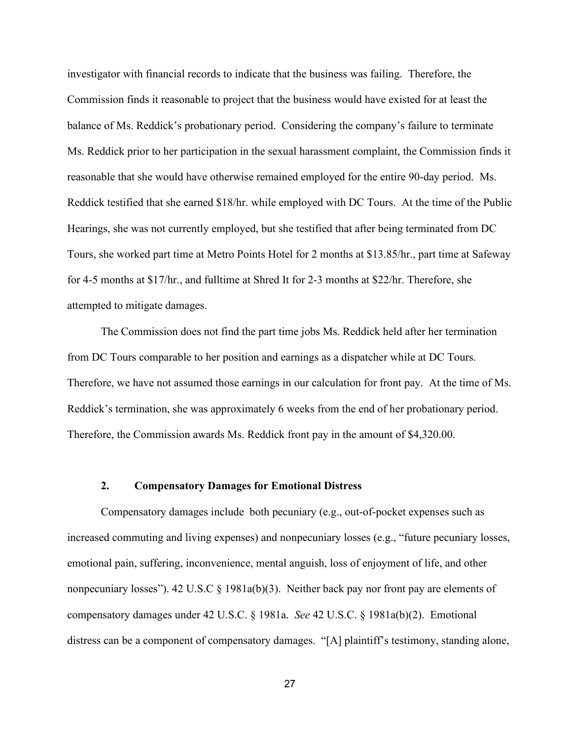investigator with financial records to indicate that the business was failing. Therefore, the Commission finds it reasonable to project that the business would have existed for at least the balance of Ms. Reddick's probationary period. Considering the company's failure to terminate Ms. Reddick prior to her participation in the sexual harassment complaint, the Commission finds it reasonable that she would have otherwise remained employed for the entire 90-day period. Ms. Reddick testified that she earned $18/hr. while employed with DC Tours. At the time of the Public Hearings, she was not currently employed, but she testified that after being terminated from DC Tours, she worked part time at Metro Points Hotel for 2 months at $13.85/hr., part time at Safeway for 4-5 months at $17/hr., and fulltime at Shred It for 2-3 months at $22/hr. Therefore, she attempted to mitigate damages.

The Commission does not find the part time jobs Ms. Reddick held after her termination from DC Tours comparable to her position and earnings as a dispatcher while at DC Tours. Therefore, we have not assumed those earnings in our calculation for front pay. At the time of Ms. Reddick's termination, she was approximately 6 weeks from the end of her probationary period. Therefore, the Commission awards Ms. Reddick front pay in the amount of $4,320.00.

### 2. Compensatory Damages for Emotional Distress

Compensatory damages include both pecuniary (e.g., out-of-pocket expenses such as increased commuting and living expenses) and nonpecuniary losses (e.g., "future pecuniary losses, emotional pain, suffering, inconvenience, mental anguish, loss of enjoyment of life, and other nonpecuniary losses"). 42 U.S.C § 1981a(b)(3). Neither back pay nor front pay are elements of compensatory damages under 42 U.S.C. § 1981a. *See* 42 U.S.C. § 1981a(b)(2). Emotional distress can be a component of compensatory damages. "[A] plaintiff's testimony, standing alone,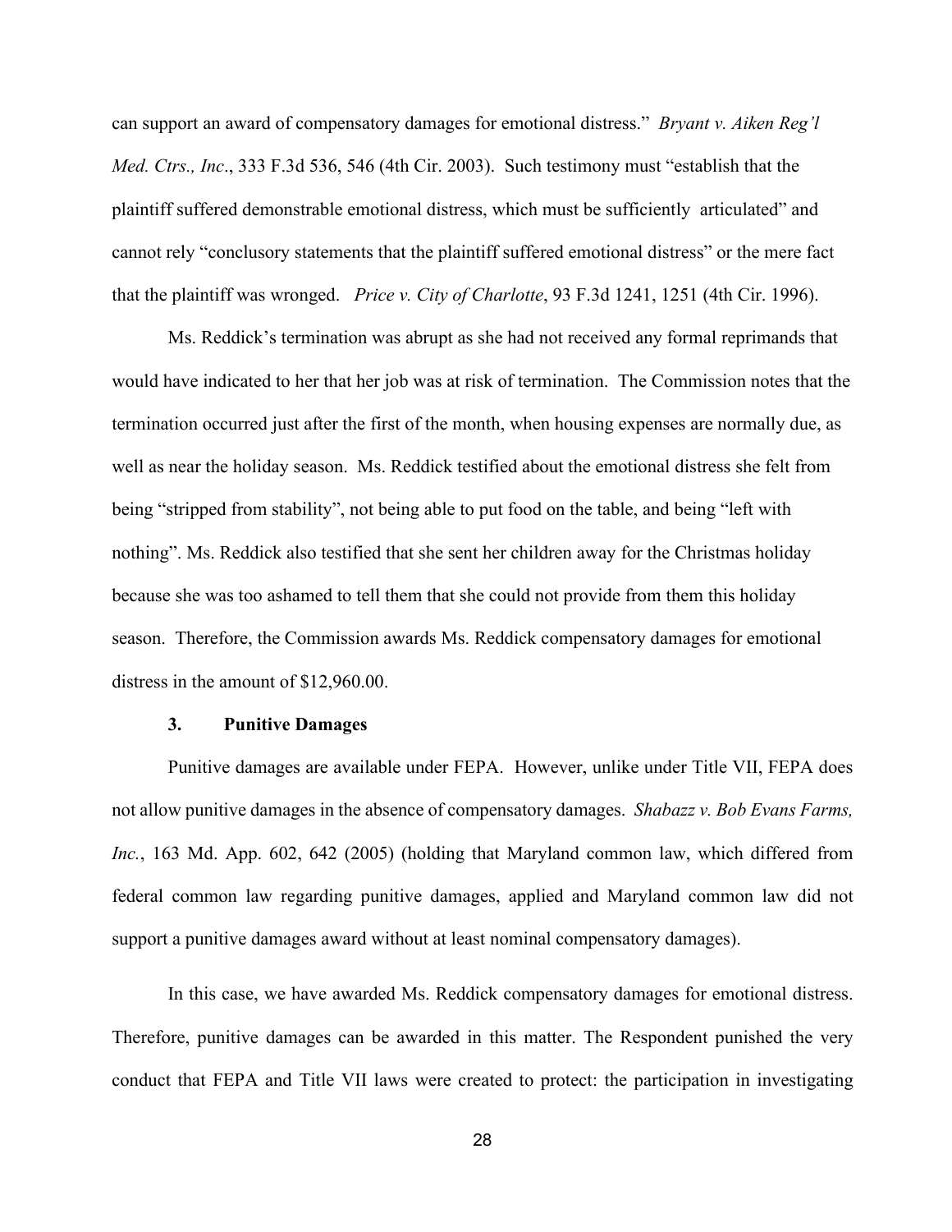can support an award of compensatory damages for emotional distress." *Bryant v. Aiken Reg'l Med. Ctrs., Inc*., 333 F.3d 536, 546 (4th Cir. 2003). Such testimony must "establish that the plaintiff suffered demonstrable emotional distress, which must be sufficiently articulated" and cannot rely "conclusory statements that the plaintiff suffered emotional distress" or the mere fact that the plaintiff was wronged. *Price v. City of Charlotte*, 93 F.3d 1241, 1251 (4th Cir. 1996).

Ms. Reddick's termination was abrupt as she had not received any formal reprimands that would have indicated to her that her job was at risk of termination. The Commission notes that the termination occurred just after the first of the month, when housing expenses are normally due, as well as near the holiday season. Ms. Reddick testified about the emotional distress she felt from being "stripped from stability", not being able to put food on the table, and being "left with nothing". Ms. Reddick also testified that she sent her children away for the Christmas holiday because she was too ashamed to tell them that she could not provide from them this holiday season. Therefore, the Commission awards Ms. Reddick compensatory damages for emotional distress in the amount of $12,960.00.

### 3. Punitive Damages

Punitive damages are available under FEPA. However, unlike under Title VII, FEPA does not allow punitive damages in the absence of compensatory damages. *Shabazz v. Bob Evans Farms, Inc.*, 163 Md. App. 602, 642 (2005) (holding that Maryland common law, which differed from federal common law regarding punitive damages, applied and Maryland common law did not support a punitive damages award without at least nominal compensatory damages).

In this case, we have awarded Ms. Reddick compensatory damages for emotional distress. Therefore, punitive damages can be awarded in this matter. The Respondent punished the very conduct that FEPA and Title VII laws were created to protect: the participation in investigating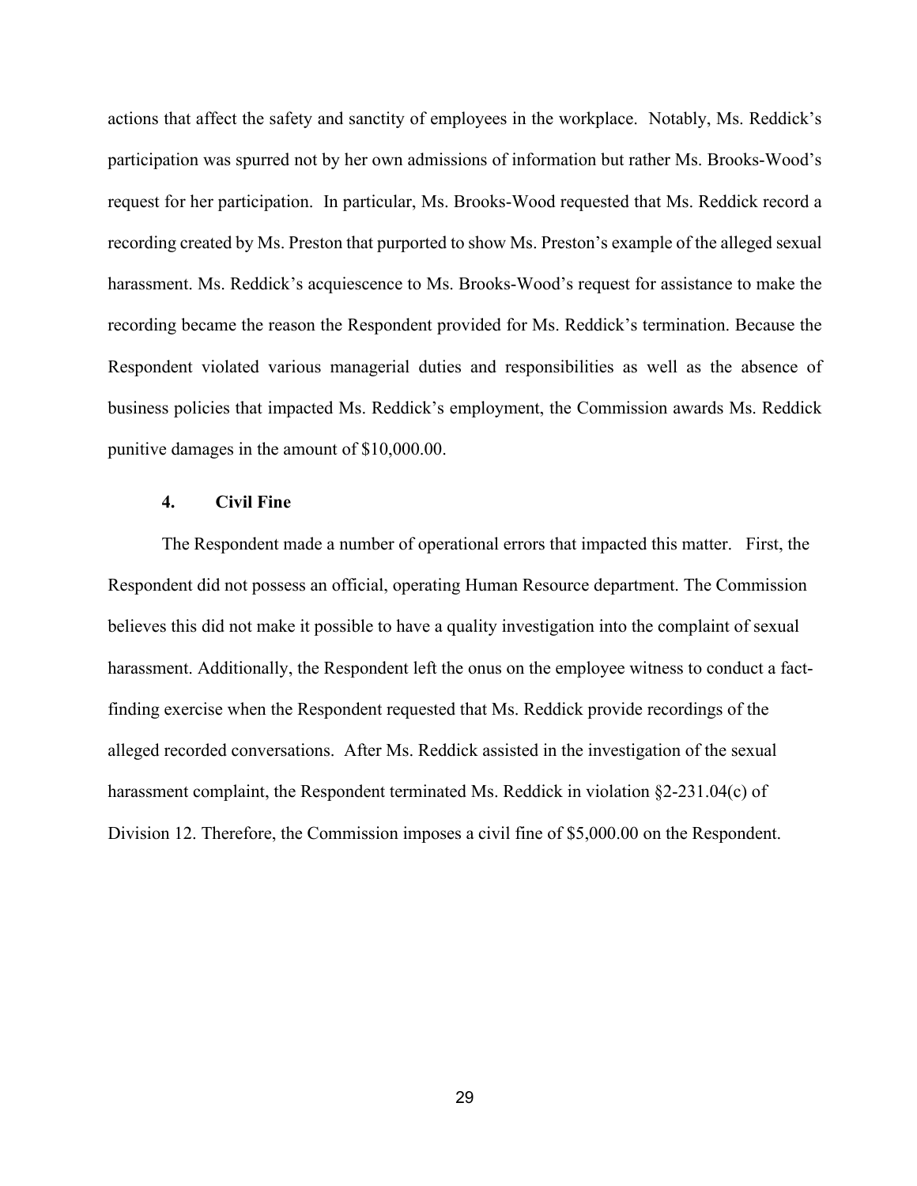actions that affect the safety and sanctity of employees in the workplace. Notably, Ms. Reddick's participation was spurred not by her own admissions of information but rather Ms. Brooks-Wood's request for her participation. In particular, Ms. Brooks-Wood requested that Ms. Reddick record a recording created by Ms. Preston that purported to show Ms. Preston's example of the alleged sexual harassment. Ms. Reddick's acquiescence to Ms. Brooks-Wood's request for assistance to make the recording became the reason the Respondent provided for Ms. Reddick's termination. Because the Respondent violated various managerial duties and responsibilities as well as the absence of business policies that impacted Ms. Reddick's employment, the Commission awards Ms. Reddick punitive damages in the amount of $10,000.00.

### 4. Civil Fine

The Respondent made a number of operational errors that impacted this matter. First, the Respondent did not possess an official, operating Human Resource department. The Commission believes this did not make it possible to have a quality investigation into the complaint of sexual harassment. Additionally, the Respondent left the onus on the employee witness to conduct a fact-finding exercise when the Respondent requested that Ms. Reddick provide recordings of the alleged recorded conversations. After Ms. Reddick assisted in the investigation of the sexual harassment complaint, the Respondent terminated Ms. Reddick in violation §2-231.04(c) of Division 12. Therefore, the Commission imposes a civil fine of $5,000.00 on the Respondent.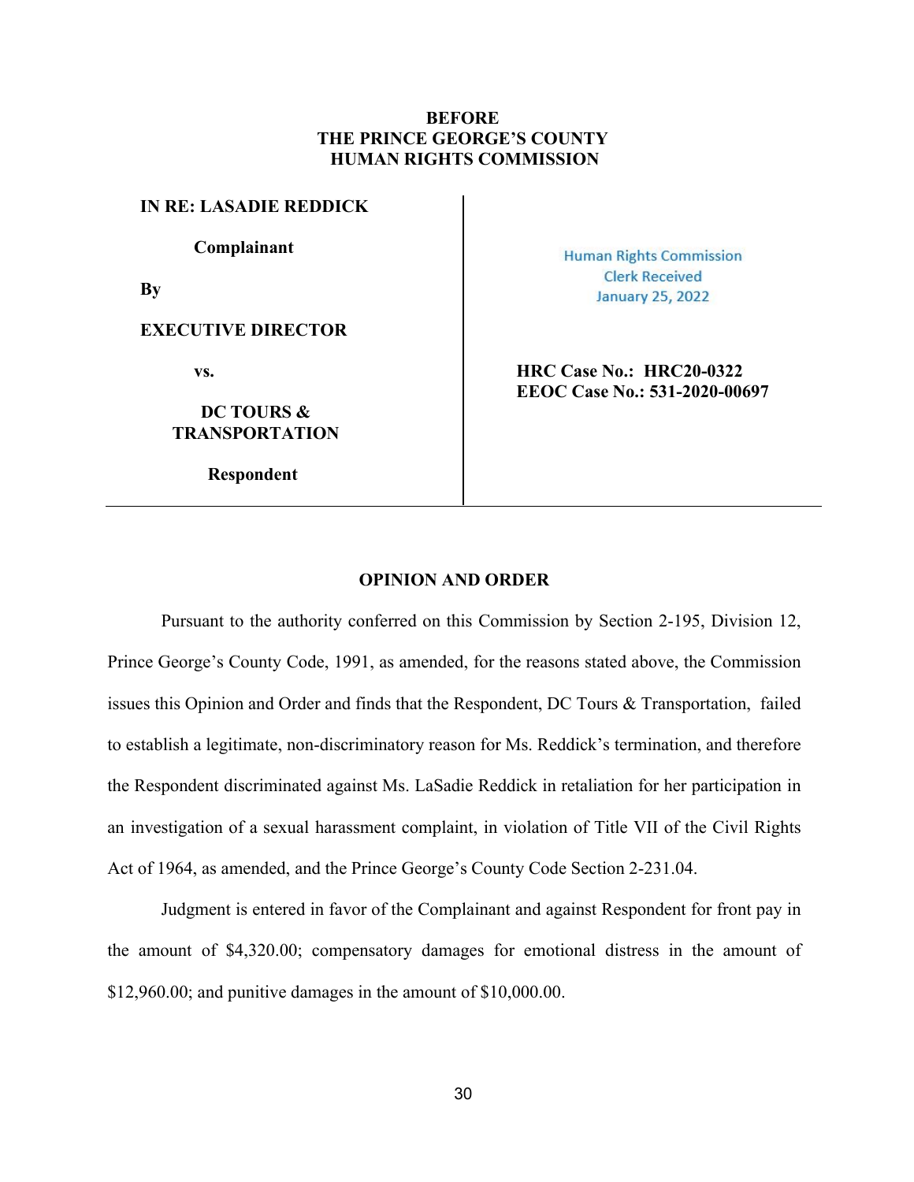**BEFORE**
**THE PRINCE GEORGE'S COUNTY**
**HUMAN RIGHTS COMMISSION**

| | |
|---|---|
| **IN RE: LASADIE REDDICK** | |
| **Complainant** | Human Rights Commission Clerk Received January 25, 2022 |
| **By** | |
| **EXECUTIVE DIRECTOR** | |
| **vs.** | **HRC Case No.: HRC20-0322** **EEOC Case No.: 531-2020-00697** |
| **DC TOURS & TRANSPORTATION** | |
| **Respondent** | |

## OPINION AND ORDER

Pursuant to the authority conferred on this Commission by Section 2-195, Division 12, Prince George's County Code, 1991, as amended, for the reasons stated above, the Commission issues this Opinion and Order and finds that the Respondent, DC Tours & Transportation, failed to establish a legitimate, non-discriminatory reason for Ms. Reddick's termination, and therefore the Respondent discriminated against Ms. LaSadie Reddick in retaliation for her participation in an investigation of a sexual harassment complaint, in violation of Title VII of the Civil Rights Act of 1964, as amended, and the Prince George's County Code Section 2-231.04.

Judgment is entered in favor of the Complainant and against Respondent for front pay in the amount of $4,320.00; compensatory damages for emotional distress in the amount of $12,960.00; and punitive damages in the amount of $10,000.00.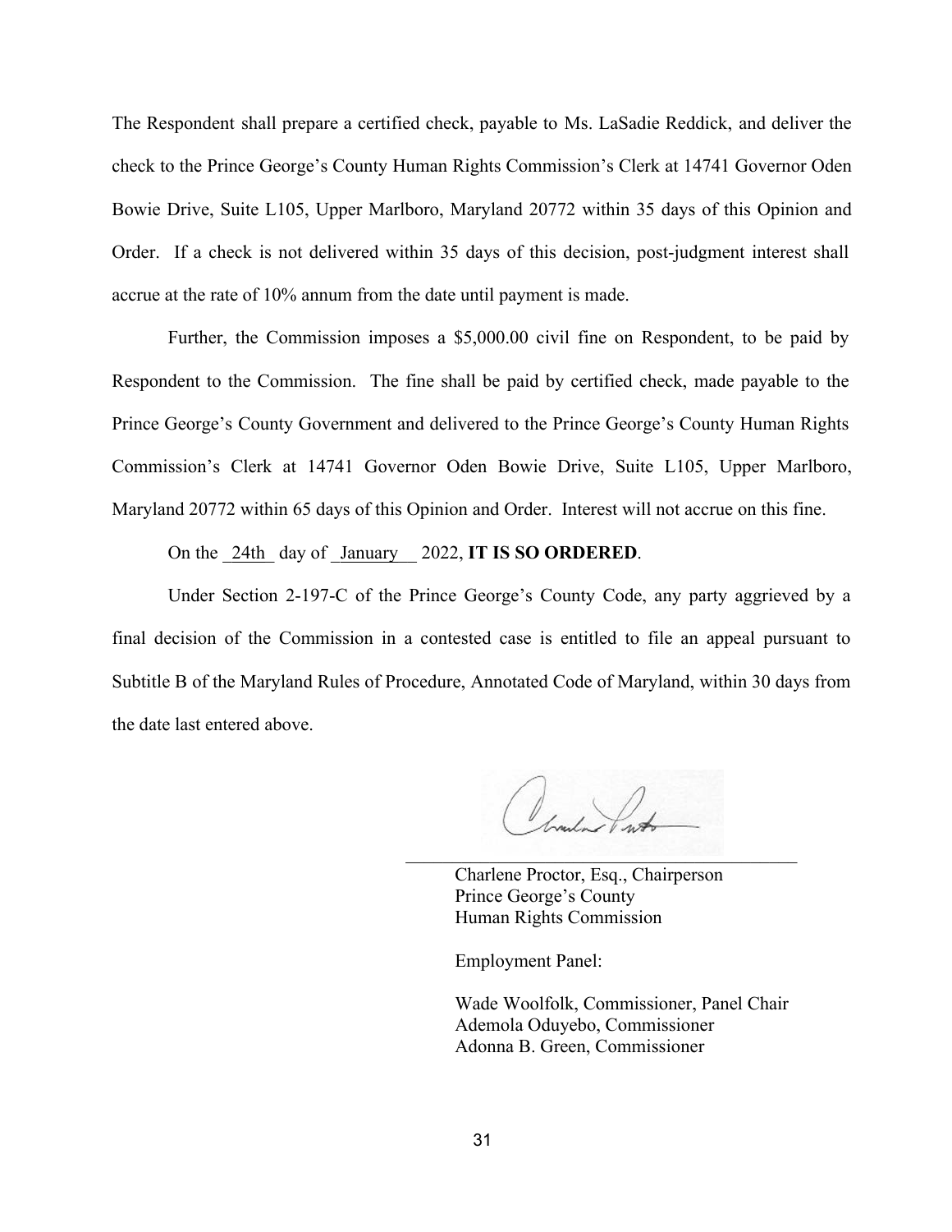The Respondent shall prepare a certified check, payable to Ms. LaSadie Reddick, and deliver the check to the Prince George's County Human Rights Commission's Clerk at 14741 Governor Oden Bowie Drive, Suite L105, Upper Marlboro, Maryland 20772 within 35 days of this Opinion and Order. If a check is not delivered within 35 days of this decision, post-judgment interest shall accrue at the rate of 10% annum from the date until payment is made.

Further, the Commission imposes a $5,000.00 civil fine on Respondent, to be paid by Respondent to the Commission. The fine shall be paid by certified check, made payable to the Prince George's County Government and delivered to the Prince George's County Human Rights Commission's Clerk at 14741 Governor Oden Bowie Drive, Suite L105, Upper Marlboro, Maryland 20772 within 65 days of this Opinion and Order. Interest will not accrue on this fine.

On the 24th day of January 2022, **IT IS SO ORDERED**.

Under Section 2-197-C of the Prince George's County Code, any party aggrieved by a final decision of the Commission in a contested case is entitled to file an appeal pursuant to Subtitle B of the Maryland Rules of Procedure, Annotated Code of Maryland, within 30 days from the date last entered above.

Charlene Proctor, Esq., Chairperson
Prince George's County
Human Rights Commission

Employment Panel:

Wade Woolfolk, Commissioner, Panel Chair
Ademola Oduyebo, Commissioner
Adonna B. Green, Commissioner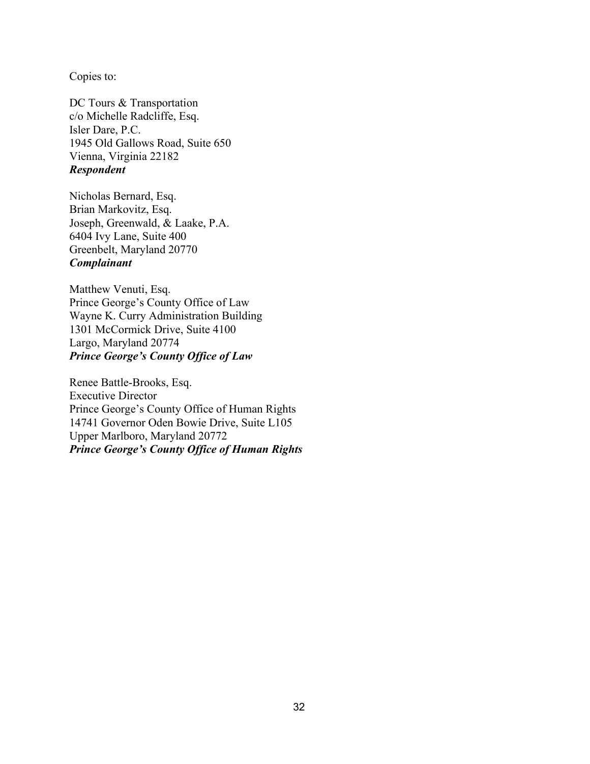Copies to:

DC Tours & Transportation
c/o Michelle Radcliffe, Esq.
Isler Dare, P.C.
1945 Old Gallows Road, Suite 650
Vienna, Virginia 22182
***Respondent***

Nicholas Bernard, Esq.
Brian Markovitz, Esq.
Joseph, Greenwald, & Laake, P.A.
6404 Ivy Lane, Suite 400
Greenbelt, Maryland 20770
***Complainant***

Matthew Venuti, Esq.
Prince George's County Office of Law
Wayne K. Curry Administration Building
1301 McCormick Drive, Suite 4100
Largo, Maryland 20774
***Prince George's County Office of Law***

Renee Battle-Brooks, Esq.
Executive Director
Prince George's County Office of Human Rights
14741 Governor Oden Bowie Drive, Suite L105
Upper Marlboro, Maryland 20772
***Prince George's County Office of Human Rights***